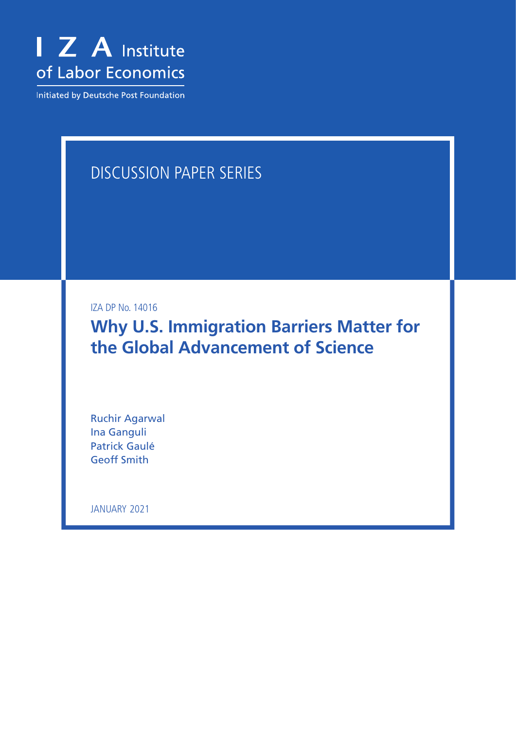I Z A Institute of Labor Economics

Initiated by Deutsche Post Foundation

DISCUSSION PAPER SERIES

IZA DP No. 14016

# Why U.S. Immigration Barriers Matter for the Global Advancement of Science

Ruchir Agarwal
Ina Ganguli
Patrick Gaulé
Geoff Smith

JANUARY 2021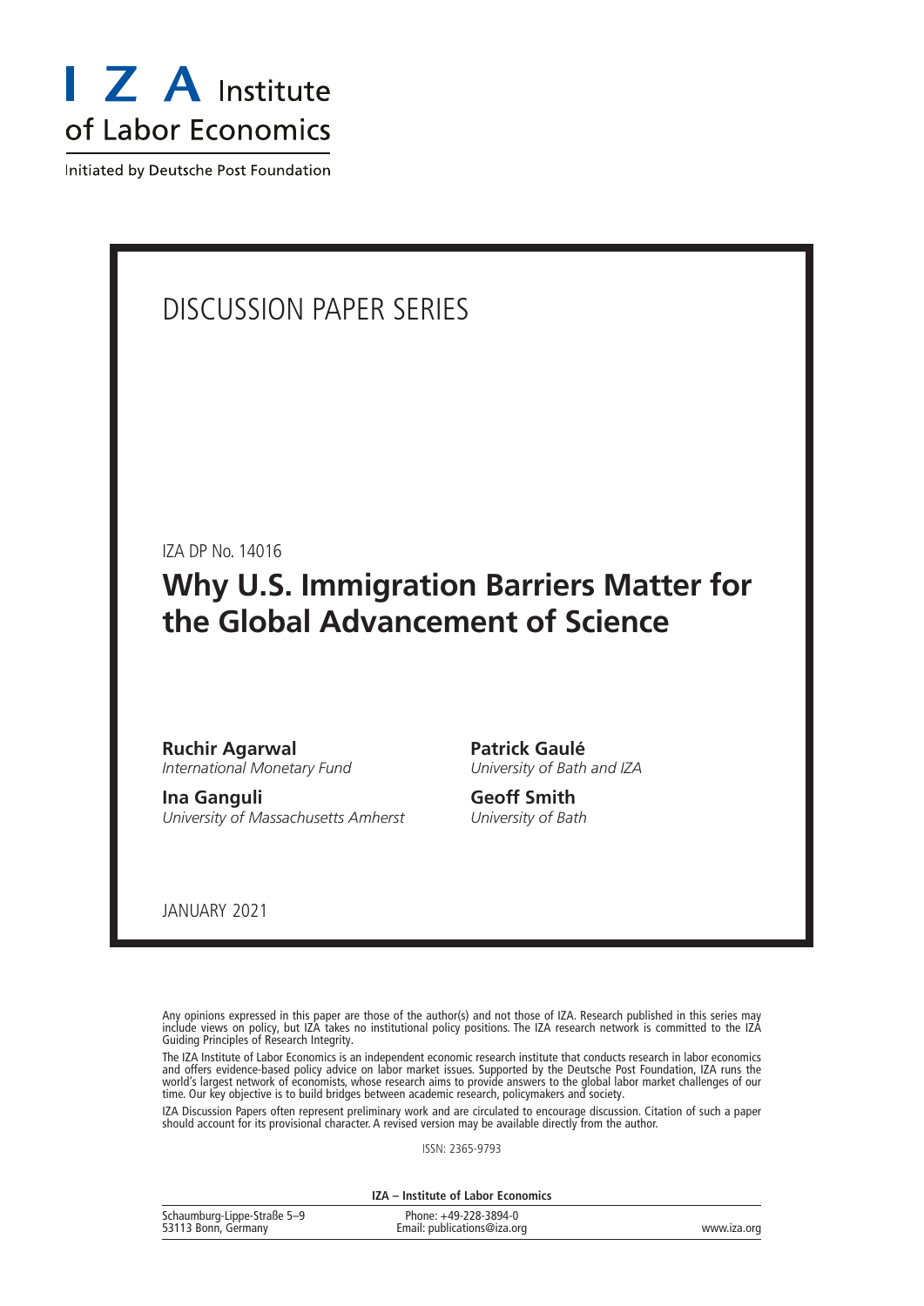# I Z A Institute of Labor Economics

Initiated by Deutsche Post Foundation

DISCUSSION PAPER SERIES

IZA DP No. 14016

## Why U.S. Immigration Barriers Matter for the Global Advancement of Science

**Ruchir Agarwal**
*International Monetary Fund*

**Ina Ganguli**
*University of Massachusetts Amherst*

**Patrick Gaulé**
*University of Bath and IZA*

**Geoff Smith**
*University of Bath*

JANUARY 2021

Any opinions expressed in this paper are those of the author(s) and not those of IZA. Research published in this series may include views on policy, but IZA takes no institutional policy positions. The IZA research network is committed to the IZA Guiding Principles of Research Integrity.

The IZA Institute of Labor Economics is an independent economic research institute that conducts research in labor economics and offers evidence-based policy advice on labor market issues. Supported by the Deutsche Post Foundation, IZA runs the world's largest network of economists, whose research aims to provide answers to the global labor market challenges of our time. Our key objective is to build bridges between academic research, policymakers and society.

IZA Discussion Papers often represent preliminary work and are circulated to encourage discussion. Citation of such a paper should account for its provisional character. A revised version may be available directly from the author.

ISSN: 2365-9793

**IZA – Institute of Labor Economics**

| | | |
|---|---|---|
| Schaumburg-Lippe-Straße 5–9<br>53113 Bonn, Germany | Phone: +49-228-3894-0<br>Email: publications@iza.org | www.iza.org |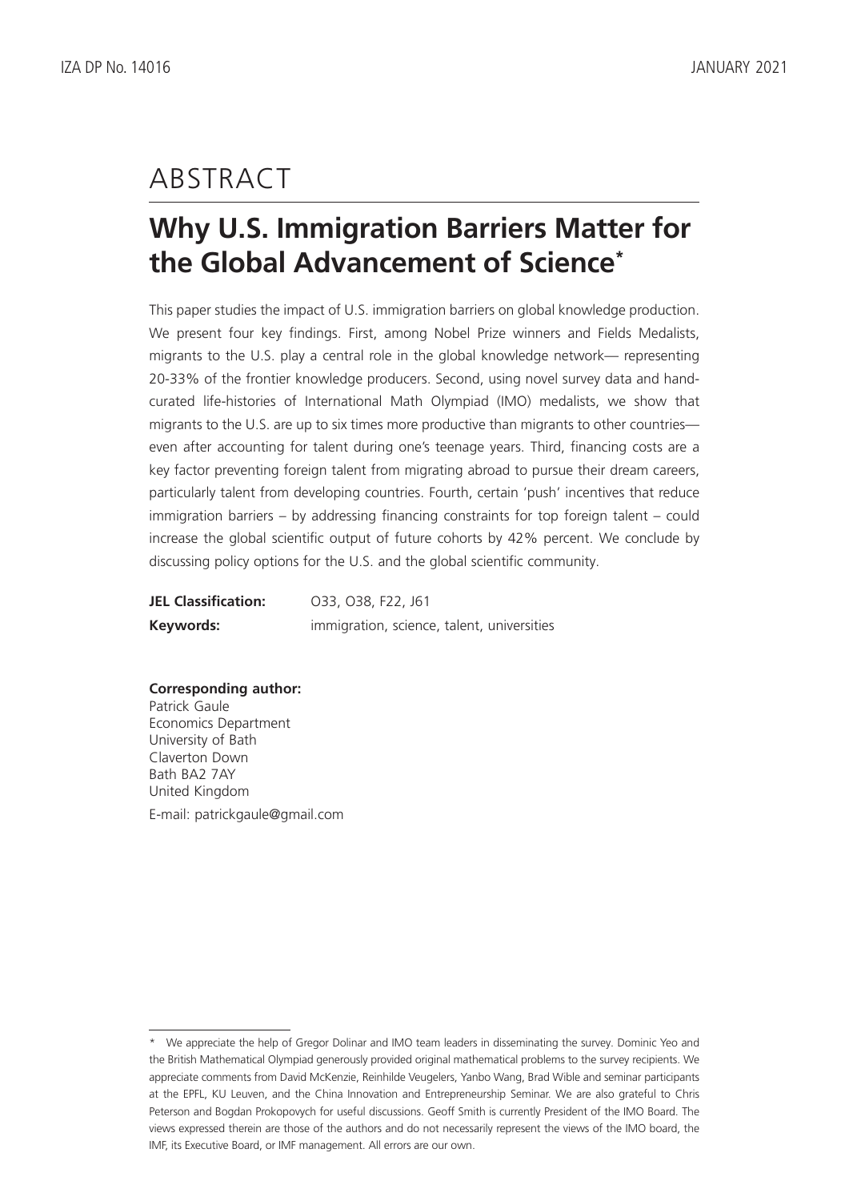# ABSTRACT

## Why U.S. Immigration Barriers Matter for the Global Advancement of Science*

This paper studies the impact of U.S. immigration barriers on global knowledge production. We present four key findings. First, among Nobel Prize winners and Fields Medalists, migrants to the U.S. play a central role in the global knowledge network— representing 20-33% of the frontier knowledge producers. Second, using novel survey data and hand-curated life-histories of International Math Olympiad (IMO) medalists, we show that migrants to the U.S. are up to six times more productive than migrants to other countries— even after accounting for talent during one's teenage years. Third, financing costs are a key factor preventing foreign talent from migrating abroad to pursue their dream careers, particularly talent from developing countries. Fourth, certain 'push' incentives that reduce immigration barriers – by addressing financing constraints for top foreign talent – could increase the global scientific output of future cohorts by 42% percent. We conclude by discussing policy options for the U.S. and the global scientific community.

**JEL Classification:** O33, O38, F22, J61

**Keywords:** immigration, science, talent, universities

**Corresponding author:**
Patrick Gaule
Economics Department
University of Bath
Claverton Down
Bath BA2 7AY
United Kingdom

E-mail: patrickgaule@gmail.com

---

* We appreciate the help of Gregor Dolinar and IMO team leaders in disseminating the survey. Dominic Yeo and the British Mathematical Olympiad generously provided original mathematical problems to the survey recipients. We appreciate comments from David McKenzie, Reinhilde Veugelers, Yanbo Wang, Brad Wible and seminar participants at the EPFL, KU Leuven, and the China Innovation and Entrepreneurship Seminar. We are also grateful to Chris Peterson and Bogdan Prokopovych for useful discussions. Geoff Smith is currently President of the IMO Board. The views expressed therein are those of the authors and do not necessarily represent the views of the IMO board, the IMF, its Executive Board, or IMF management. All errors are our own.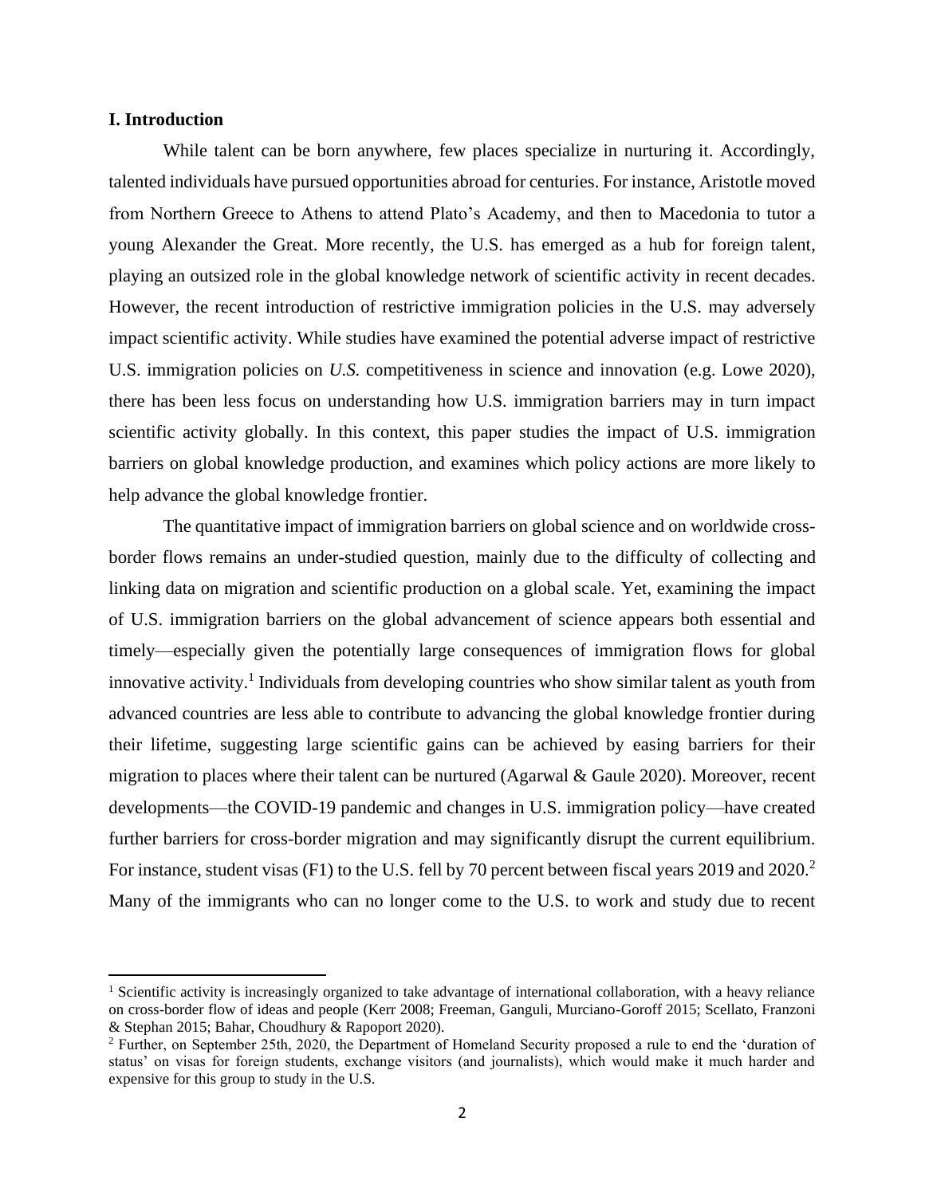## I. Introduction

While talent can be born anywhere, few places specialize in nurturing it. Accordingly, talented individuals have pursued opportunities abroad for centuries. For instance, Aristotle moved from Northern Greece to Athens to attend Plato's Academy, and then to Macedonia to tutor a young Alexander the Great. More recently, the U.S. has emerged as a hub for foreign talent, playing an outsized role in the global knowledge network of scientific activity in recent decades. However, the recent introduction of restrictive immigration policies in the U.S. may adversely impact scientific activity. While studies have examined the potential adverse impact of restrictive U.S. immigration policies on *U.S.* competitiveness in science and innovation (e.g. Lowe 2020), there has been less focus on understanding how U.S. immigration barriers may in turn impact scientific activity globally. In this context, this paper studies the impact of U.S. immigration barriers on global knowledge production, and examines which policy actions are more likely to help advance the global knowledge frontier.

The quantitative impact of immigration barriers on global science and on worldwide cross-border flows remains an under-studied question, mainly due to the difficulty of collecting and linking data on migration and scientific production on a global scale. Yet, examining the impact of U.S. immigration barriers on the global advancement of science appears both essential and timely—especially given the potentially large consequences of immigration flows for global innovative activity.[1] Individuals from developing countries who show similar talent as youth from advanced countries are less able to contribute to advancing the global knowledge frontier during their lifetime, suggesting large scientific gains can be achieved by easing barriers for their migration to places where their talent can be nurtured (Agarwal & Gaule 2020). Moreover, recent developments—the COVID-19 pandemic and changes in U.S. immigration policy—have created further barriers for cross-border migration and may significantly disrupt the current equilibrium. For instance, student visas (F1) to the U.S. fell by 70 percent between fiscal years 2019 and 2020.[2] Many of the immigrants who can no longer come to the U.S. to work and study due to recent

[1] Scientific activity is increasingly organized to take advantage of international collaboration, with a heavy reliance on cross-border flow of ideas and people (Kerr 2008; Freeman, Ganguli, Murciano-Goroff 2015; Scellato, Franzoni & Stephan 2015; Bahar, Choudhury & Rapoport 2020).

[2] Further, on September 25th, 2020, the Department of Homeland Security proposed a rule to end the 'duration of status' on visas for foreign students, exchange visitors (and journalists), which would make it much harder and expensive for this group to study in the U.S.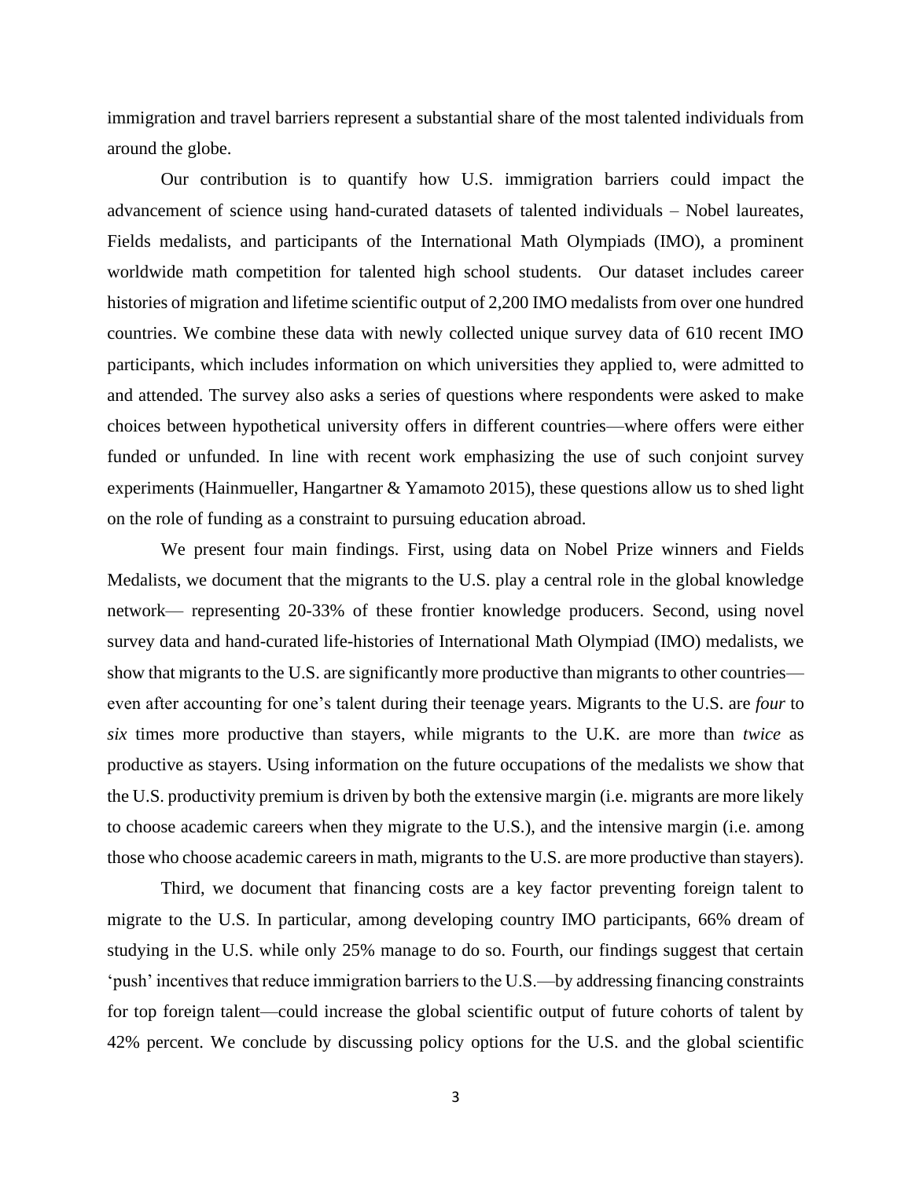immigration and travel barriers represent a substantial share of the most talented individuals from around the globe.

Our contribution is to quantify how U.S. immigration barriers could impact the advancement of science using hand-curated datasets of talented individuals – Nobel laureates, Fields medalists, and participants of the International Math Olympiads (IMO), a prominent worldwide math competition for talented high school students. Our dataset includes career histories of migration and lifetime scientific output of 2,200 IMO medalists from over one hundred countries. We combine these data with newly collected unique survey data of 610 recent IMO participants, which includes information on which universities they applied to, were admitted to and attended. The survey also asks a series of questions where respondents were asked to make choices between hypothetical university offers in different countries—where offers were either funded or unfunded. In line with recent work emphasizing the use of such conjoint survey experiments (Hainmueller, Hangartner & Yamamoto 2015), these questions allow us to shed light on the role of funding as a constraint to pursuing education abroad.

We present four main findings. First, using data on Nobel Prize winners and Fields Medalists, we document that the migrants to the U.S. play a central role in the global knowledge network— representing 20-33% of these frontier knowledge producers. Second, using novel survey data and hand-curated life-histories of International Math Olympiad (IMO) medalists, we show that migrants to the U.S. are significantly more productive than migrants to other countries—even after accounting for one's talent during their teenage years. Migrants to the U.S. are *four* to *six* times more productive than stayers, while migrants to the U.K. are more than *twice* as productive as stayers. Using information on the future occupations of the medalists we show that the U.S. productivity premium is driven by both the extensive margin (i.e. migrants are more likely to choose academic careers when they migrate to the U.S.), and the intensive margin (i.e. among those who choose academic careers in math, migrants to the U.S. are more productive than stayers).

Third, we document that financing costs are a key factor preventing foreign talent to migrate to the U.S. In particular, among developing country IMO participants, 66% dream of studying in the U.S. while only 25% manage to do so. Fourth, our findings suggest that certain 'push' incentives that reduce immigration barriers to the U.S.—by addressing financing constraints for top foreign talent—could increase the global scientific output of future cohorts of talent by 42% percent. We conclude by discussing policy options for the U.S. and the global scientific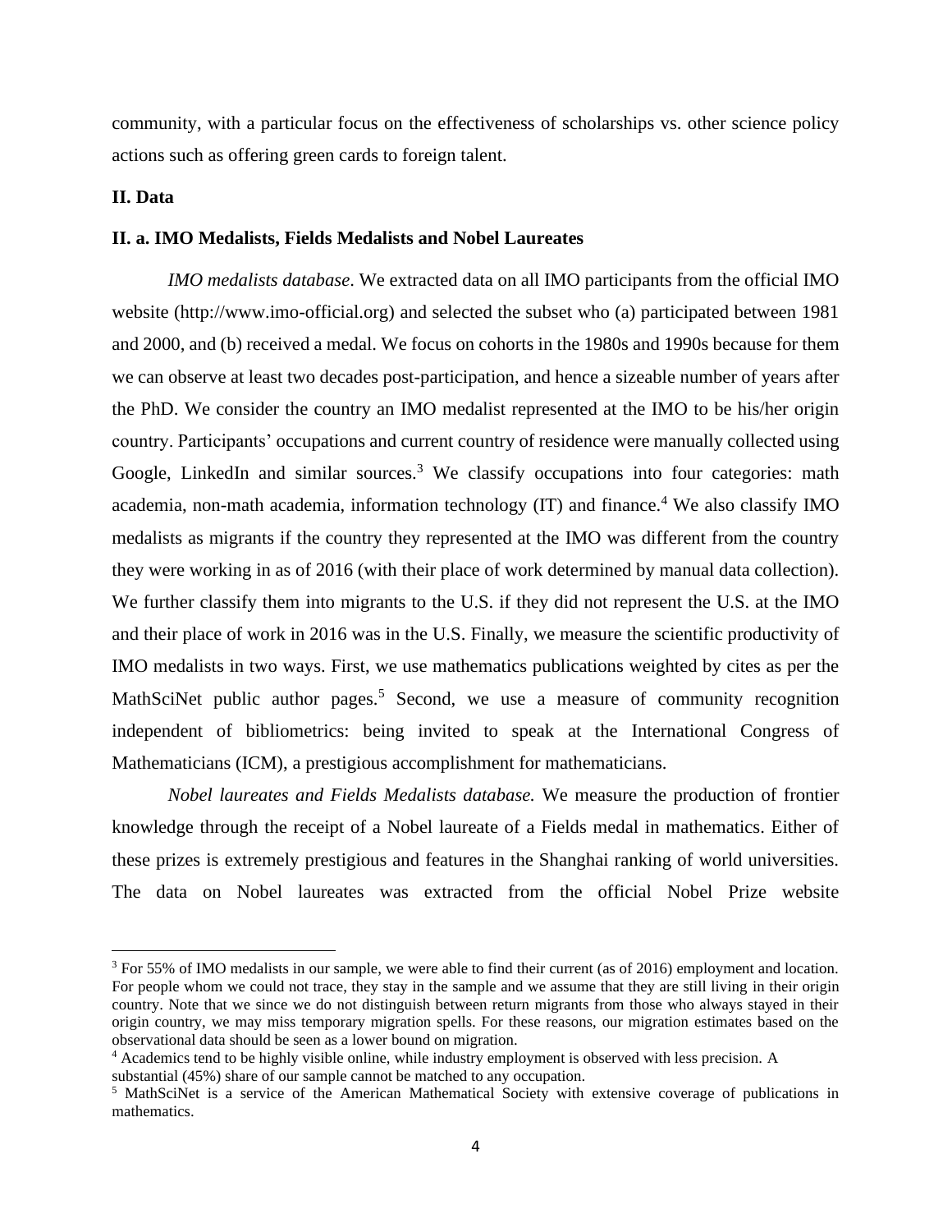community, with a particular focus on the effectiveness of scholarships vs. other science policy actions such as offering green cards to foreign talent.

## II. Data

### II. a. IMO Medalists, Fields Medalists and Nobel Laureates

*IMO medalists database*. We extracted data on all IMO participants from the official IMO website (http://www.imo-official.org) and selected the subset who (a) participated between 1981 and 2000, and (b) received a medal. We focus on cohorts in the 1980s and 1990s because for them we can observe at least two decades post-participation, and hence a sizeable number of years after the PhD. We consider the country an IMO medalist represented at the IMO to be his/her origin country. Participants' occupations and current country of residence were manually collected using Google, LinkedIn and similar sources.[3] We classify occupations into four categories: math academia, non-math academia, information technology (IT) and finance.[4] We also classify IMO medalists as migrants if the country they represented at the IMO was different from the country they were working in as of 2016 (with their place of work determined by manual data collection). We further classify them into migrants to the U.S. if they did not represent the U.S. at the IMO and their place of work in 2016 was in the U.S. Finally, we measure the scientific productivity of IMO medalists in two ways. First, we use mathematics publications weighted by cites as per the MathSciNet public author pages.[5] Second, we use a measure of community recognition independent of bibliometrics: being invited to speak at the International Congress of Mathematicians (ICM), a prestigious accomplishment for mathematicians.

*Nobel laureates and Fields Medalists database.* We measure the production of frontier knowledge through the receipt of a Nobel laureate of a Fields medal in mathematics. Either of these prizes is extremely prestigious and features in the Shanghai ranking of world universities. The data on Nobel laureates was extracted from the official Nobel Prize website

---

[3] For 55% of IMO medalists in our sample, we were able to find their current (as of 2016) employment and location. For people whom we could not trace, they stay in the sample and we assume that they are still living in their origin country. Note that we since we do not distinguish between return migrants from those who always stayed in their origin country, we may miss temporary migration spells. For these reasons, our migration estimates based on the observational data should be seen as a lower bound on migration.

[4] Academics tend to be highly visible online, while industry employment is observed with less precision. A substantial (45%) share of our sample cannot be matched to any occupation.

[5] MathSciNet is a service of the American Mathematical Society with extensive coverage of publications in mathematics.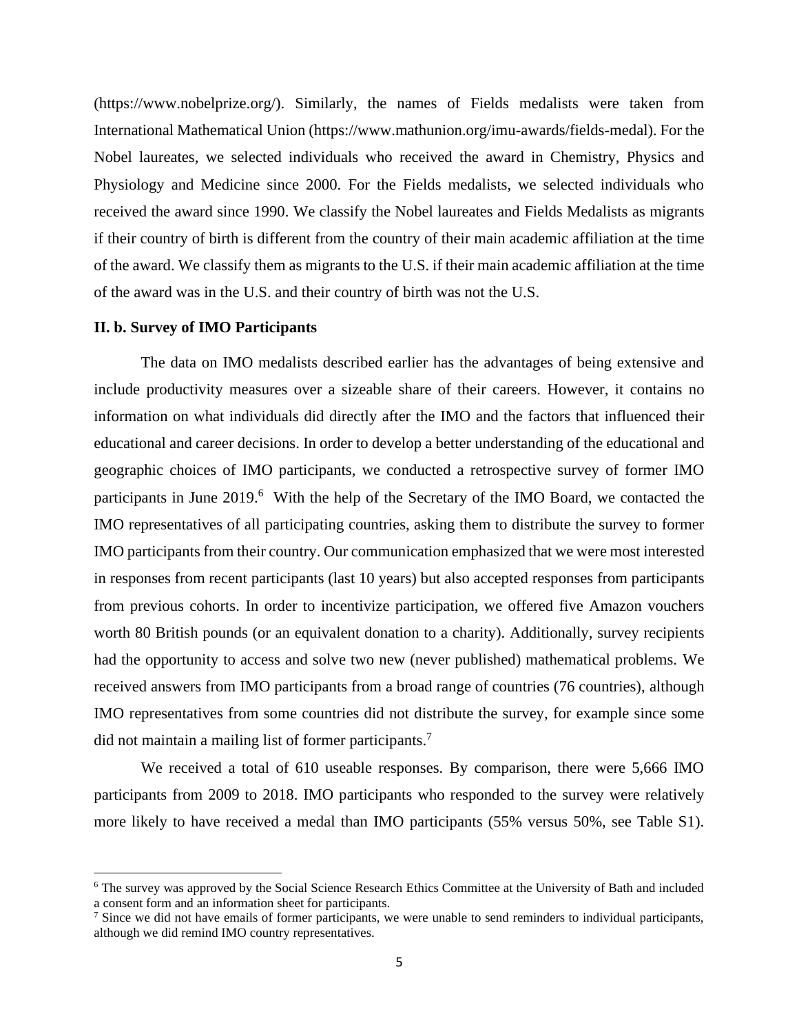(https://www.nobelprize.org/). Similarly, the names of Fields medalists were taken from International Mathematical Union (https://www.mathunion.org/imu-awards/fields-medal). For the Nobel laureates, we selected individuals who received the award in Chemistry, Physics and Physiology and Medicine since 2000. For the Fields medalists, we selected individuals who received the award since 1990. We classify the Nobel laureates and Fields Medalists as migrants if their country of birth is different from the country of their main academic affiliation at the time of the award. We classify them as migrants to the U.S. if their main academic affiliation at the time of the award was in the U.S. and their country of birth was not the U.S.

### II. b. Survey of IMO Participants

The data on IMO medalists described earlier has the advantages of being extensive and include productivity measures over a sizeable share of their careers. However, it contains no information on what individuals did directly after the IMO and the factors that influenced their educational and career decisions. In order to develop a better understanding of the educational and geographic choices of IMO participants, we conducted a retrospective survey of former IMO participants in June 2019.[6] With the help of the Secretary of the IMO Board, we contacted the IMO representatives of all participating countries, asking them to distribute the survey to former IMO participants from their country. Our communication emphasized that we were most interested in responses from recent participants (last 10 years) but also accepted responses from participants from previous cohorts. In order to incentivize participation, we offered five Amazon vouchers worth 80 British pounds (or an equivalent donation to a charity). Additionally, survey recipients had the opportunity to access and solve two new (never published) mathematical problems. We received answers from IMO participants from a broad range of countries (76 countries), although IMO representatives from some countries did not distribute the survey, for example since some did not maintain a mailing list of former participants.[7]

We received a total of 610 useable responses. By comparison, there were 5,666 IMO participants from 2009 to 2018. IMO participants who responded to the survey were relatively more likely to have received a medal than IMO participants (55% versus 50%, see Table S1).

---

[6] The survey was approved by the Social Science Research Ethics Committee at the University of Bath and included a consent form and an information sheet for participants.

[7] Since we did not have emails of former participants, we were unable to send reminders to individual participants, although we did remind IMO country representatives.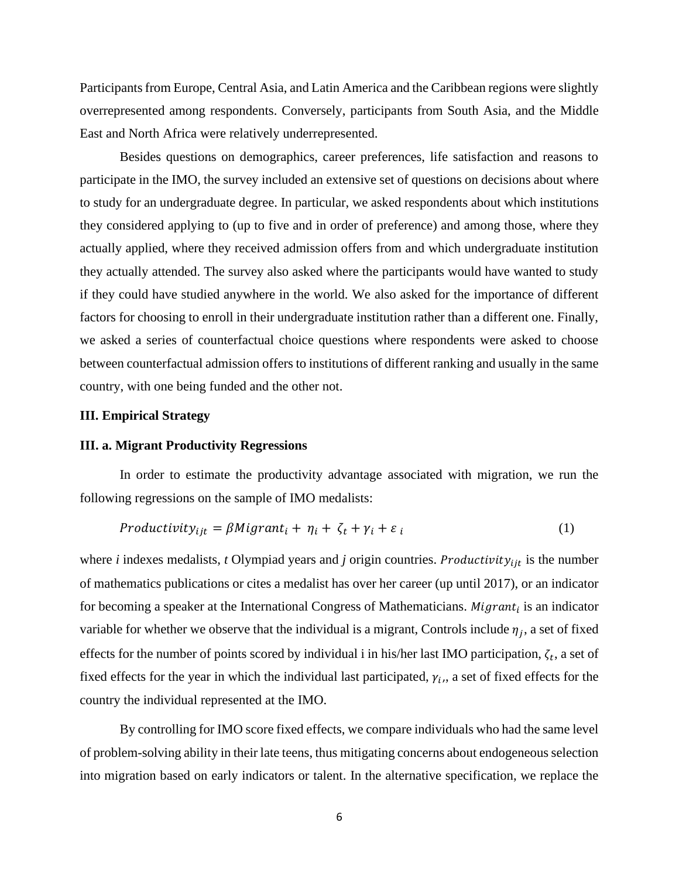Participants from Europe, Central Asia, and Latin America and the Caribbean regions were slightly overrepresented among respondents. Conversely, participants from South Asia, and the Middle East and North Africa were relatively underrepresented.

Besides questions on demographics, career preferences, life satisfaction and reasons to participate in the IMO, the survey included an extensive set of questions on decisions about where to study for an undergraduate degree. In particular, we asked respondents about which institutions they considered applying to (up to five and in order of preference) and among those, where they actually applied, where they received admission offers from and which undergraduate institution they actually attended. The survey also asked where the participants would have wanted to study if they could have studied anywhere in the world. We also asked for the importance of different factors for choosing to enroll in their undergraduate institution rather than a different one. Finally, we asked a series of counterfactual choice questions where respondents were asked to choose between counterfactual admission offers to institutions of different ranking and usually in the same country, with one being funded and the other not.

## III. Empirical Strategy

### III. a. Migrant Productivity Regressions

In order to estimate the productivity advantage associated with migration, we run the following regressions on the sample of IMO medalists:

$$Productivity_{ijt} = \beta Migrant_i + \eta_i + \zeta_t + \gamma_i + \varepsilon_i \tag{1}$$

where *i* indexes medalists, *t* Olympiad years and *j* origin countries. $Productivity_{ijt}$ is the number of mathematics publications or cites a medalist has over her career (up until 2017), or an indicator for becoming a speaker at the International Congress of Mathematicians. $Migrant_i$ is an indicator variable for whether we observe that the individual is a migrant, Controls include $\eta_j$, a set of fixed effects for the number of points scored by individual i in his/her last IMO participation, $\zeta_t$, a set of fixed effects for the year in which the individual last participated, $\gamma_i$,, a set of fixed effects for the country the individual represented at the IMO.

By controlling for IMO score fixed effects, we compare individuals who had the same level of problem-solving ability in their late teens, thus mitigating concerns about endogeneous selection into migration based on early indicators or talent. In the alternative specification, we replace the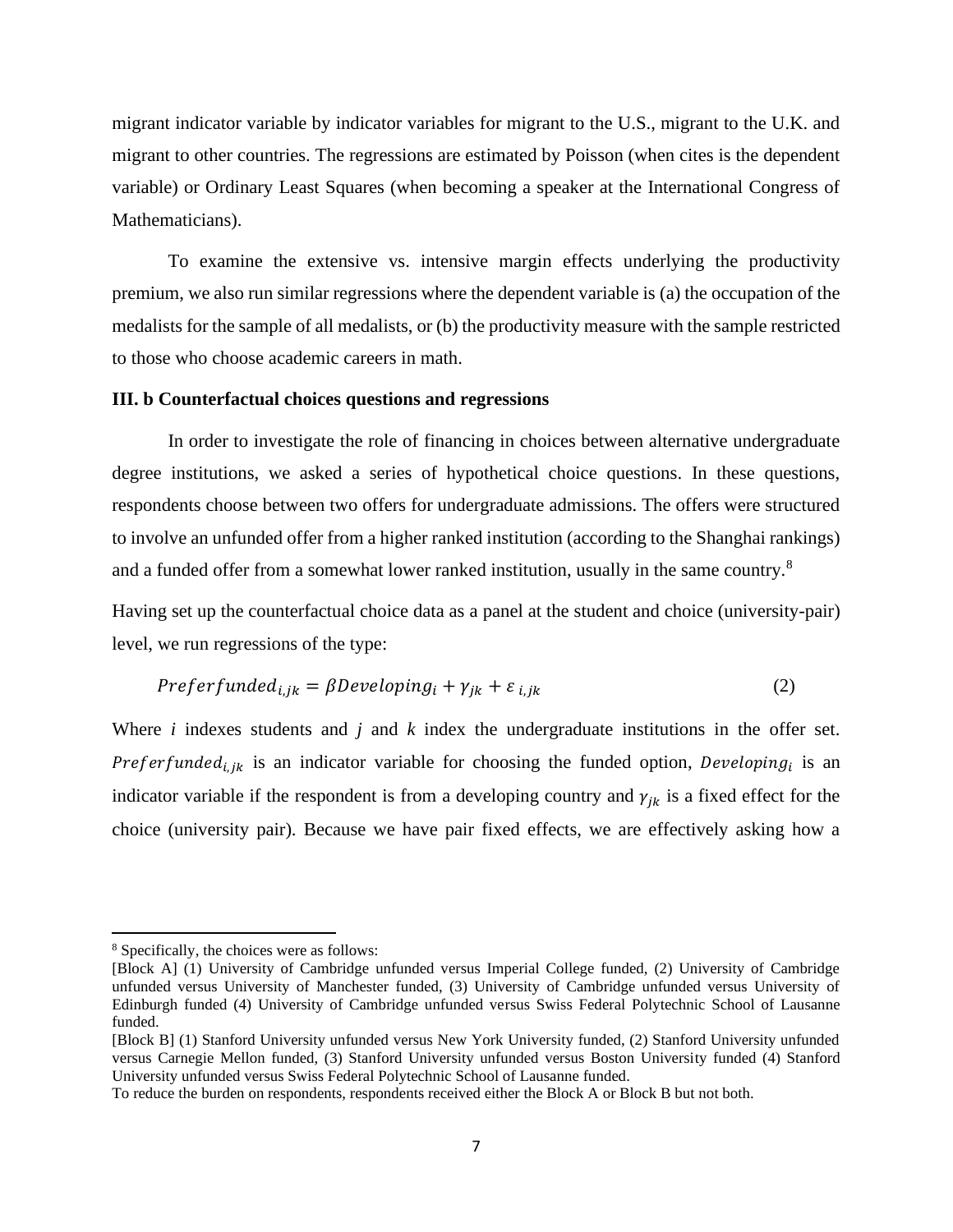migrant indicator variable by indicator variables for migrant to the U.S., migrant to the U.K. and migrant to other countries. The regressions are estimated by Poisson (when cites is the dependent variable) or Ordinary Least Squares (when becoming a speaker at the International Congress of Mathematicians).

To examine the extensive vs. intensive margin effects underlying the productivity premium, we also run similar regressions where the dependent variable is (a) the occupation of the medalists for the sample of all medalists, or (b) the productivity measure with the sample restricted to those who choose academic careers in math.

### III. b Counterfactual choices questions and regressions

In order to investigate the role of financing in choices between alternative undergraduate degree institutions, we asked a series of hypothetical choice questions. In these questions, respondents choose between two offers for undergraduate admissions. The offers were structured to involve an unfunded offer from a higher ranked institution (according to the Shanghai rankings) and a funded offer from a somewhat lower ranked institution, usually in the same country.[8]

Having set up the counterfactual choice data as a panel at the student and choice (university-pair) level, we run regressions of the type:

$$Preferfunded_{i,jk} = \beta Developing_i + \gamma_{jk} + \varepsilon_{i,jk} \tag{2}$$

Where $i$ indexes students and $j$ and $k$ index the undergraduate institutions in the offer set. $Preferfunded_{i,jk}$ is an indicator variable for choosing the funded option, $Developing_i$ is an indicator variable if the respondent is from a developing country and $\gamma_{jk}$ is a fixed effect for the choice (university pair). Because we have pair fixed effects, we are effectively asking how a

---

[8] Specifically, the choices were as follows:

[Block A] (1) University of Cambridge unfunded versus Imperial College funded, (2) University of Cambridge unfunded versus University of Manchester funded, (3) University of Cambridge unfunded versus University of Edinburgh funded (4) University of Cambridge unfunded versus Swiss Federal Polytechnic School of Lausanne funded.

[Block B] (1) Stanford University unfunded versus New York University funded, (2) Stanford University unfunded versus Carnegie Mellon funded, (3) Stanford University unfunded versus Boston University funded (4) Stanford University unfunded versus Swiss Federal Polytechnic School of Lausanne funded.

To reduce the burden on respondents, respondents received either the Block A or Block B but not both.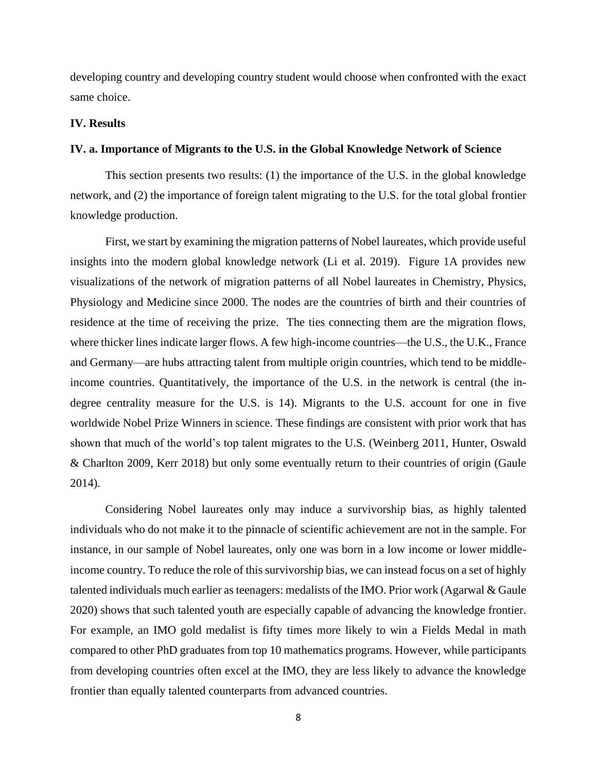developing country and developing country student would choose when confronted with the exact same choice.

## IV. Results

### IV. a. Importance of Migrants to the U.S. in the Global Knowledge Network of Science

This section presents two results: (1) the importance of the U.S. in the global knowledge network, and (2) the importance of foreign talent migrating to the U.S. for the total global frontier knowledge production.

First, we start by examining the migration patterns of Nobel laureates, which provide useful insights into the modern global knowledge network (Li et al. 2019). Figure 1A provides new visualizations of the network of migration patterns of all Nobel laureates in Chemistry, Physics, Physiology and Medicine since 2000. The nodes are the countries of birth and their countries of residence at the time of receiving the prize. The ties connecting them are the migration flows, where thicker lines indicate larger flows. A few high-income countries—the U.S., the U.K., France and Germany—are hubs attracting talent from multiple origin countries, which tend to be middle-income countries. Quantitatively, the importance of the U.S. in the network is central (the in-degree centrality measure for the U.S. is 14). Migrants to the U.S. account for one in five worldwide Nobel Prize Winners in science. These findings are consistent with prior work that has shown that much of the world's top talent migrates to the U.S. (Weinberg 2011, Hunter, Oswald & Charlton 2009, Kerr 2018) but only some eventually return to their countries of origin (Gaule 2014).

Considering Nobel laureates only may induce a survivorship bias, as highly talented individuals who do not make it to the pinnacle of scientific achievement are not in the sample. For instance, in our sample of Nobel laureates, only one was born in a low income or lower middle-income country. To reduce the role of this survivorship bias, we can instead focus on a set of highly talented individuals much earlier as teenagers: medalists of the IMO. Prior work (Agarwal & Gaule 2020) shows that such talented youth are especially capable of advancing the knowledge frontier. For example, an IMO gold medalist is fifty times more likely to win a Fields Medal in math compared to other PhD graduates from top 10 mathematics programs. However, while participants from developing countries often excel at the IMO, they are less likely to advance the knowledge frontier than equally talented counterparts from advanced countries.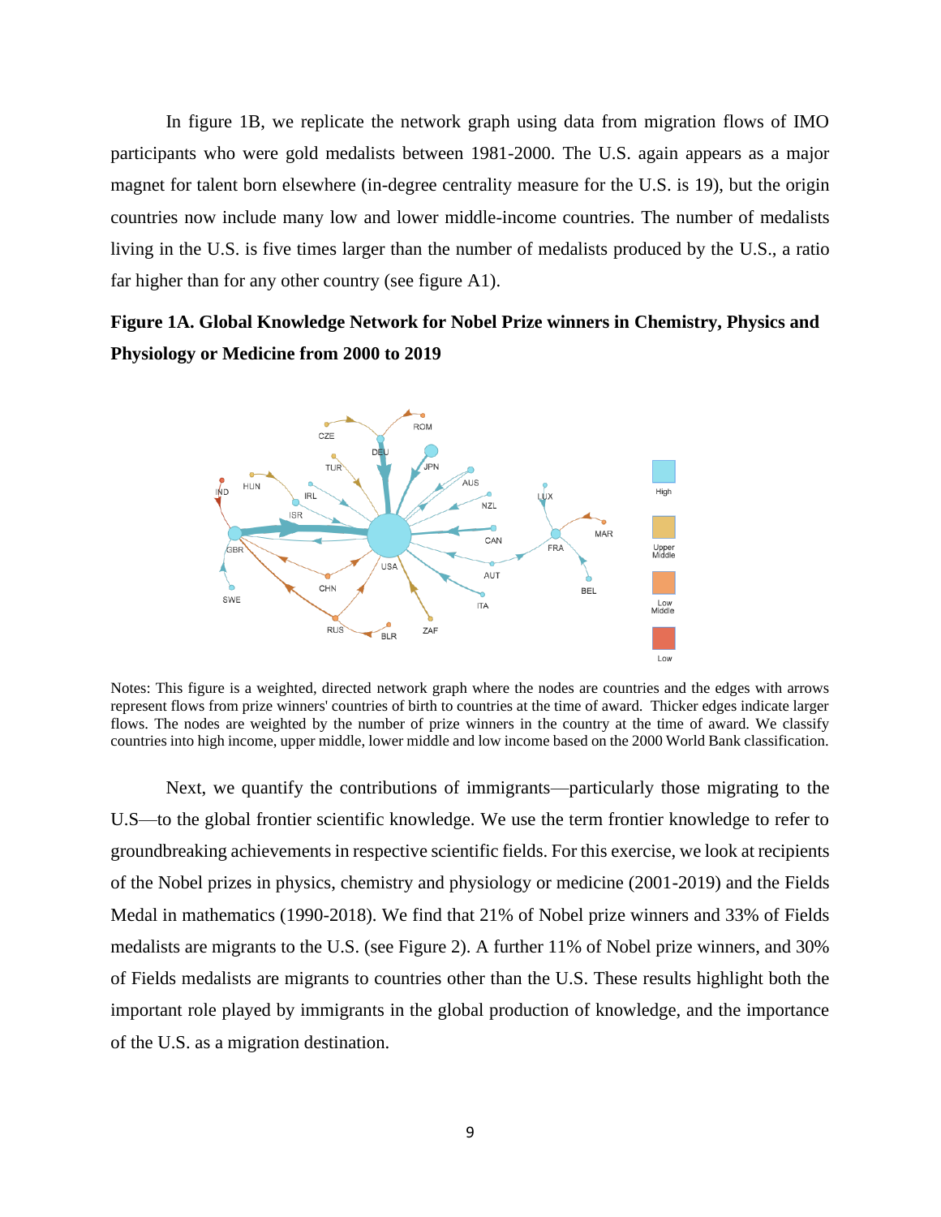In figure 1B, we replicate the network graph using data from migration flows of IMO participants who were gold medalists between 1981-2000. The U.S. again appears as a major magnet for talent born elsewhere (in-degree centrality measure for the U.S. is 19), but the origin countries now include many low and lower middle-income countries. The number of medalists living in the U.S. is five times larger than the number of medalists produced by the U.S., a ratio far higher than for any other country (see figure A1).

**Figure 1A. Global Knowledge Network for Nobel Prize winners in Chemistry, Physics and Physiology or Medicine from 2000 to 2019**

Notes: This figure is a weighted, directed network graph where the nodes are countries and the edges with arrows represent flows from prize winners' countries of birth to countries at the time of award. Thicker edges indicate larger flows. The nodes are weighted by the number of prize winners in the country at the time of award. We classify countries into high income, upper middle, lower middle and low income based on the 2000 World Bank classification.

Next, we quantify the contributions of immigrants—particularly those migrating to the U.S—to the global frontier scientific knowledge. We use the term frontier knowledge to refer to groundbreaking achievements in respective scientific fields. For this exercise, we look at recipients of the Nobel prizes in physics, chemistry and physiology or medicine (2001-2019) and the Fields Medal in mathematics (1990-2018). We find that 21% of Nobel prize winners and 33% of Fields medalists are migrants to the U.S. (see Figure 2). A further 11% of Nobel prize winners, and 30% of Fields medalists are migrants to countries other than the U.S. These results highlight both the important role played by immigrants in the global production of knowledge, and the importance of the U.S. as a migration destination.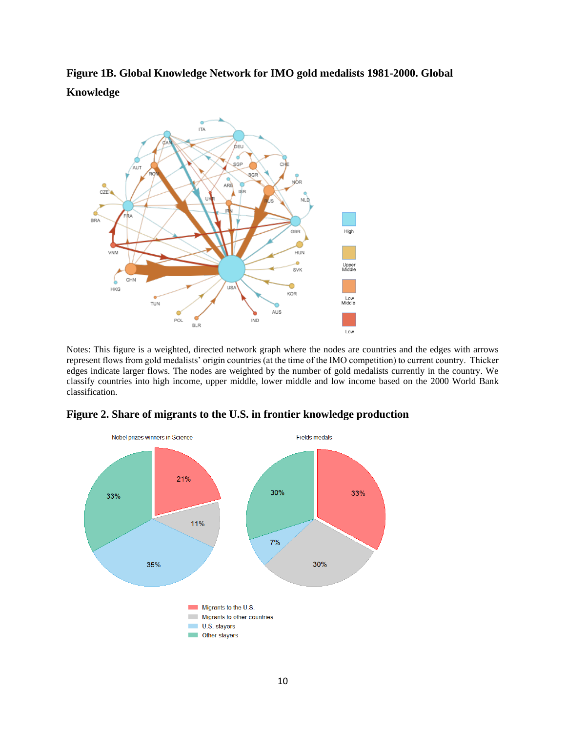**Figure 1B. Global Knowledge Network for IMO gold medalists 1981-2000. Global Knowledge**

Notes: This figure is a weighted, directed network graph where the nodes are countries and the edges with arrows represent flows from gold medalists' origin countries (at the time of the IMO competition) to current country. Thicker edges indicate larger flows. The nodes are weighted by the number of gold medalists currently in the country. We classify countries into high income, upper middle, lower middle and low income based on the 2000 World Bank classification.

**Figure 2. Share of migrants to the U.S. in frontier knowledge production**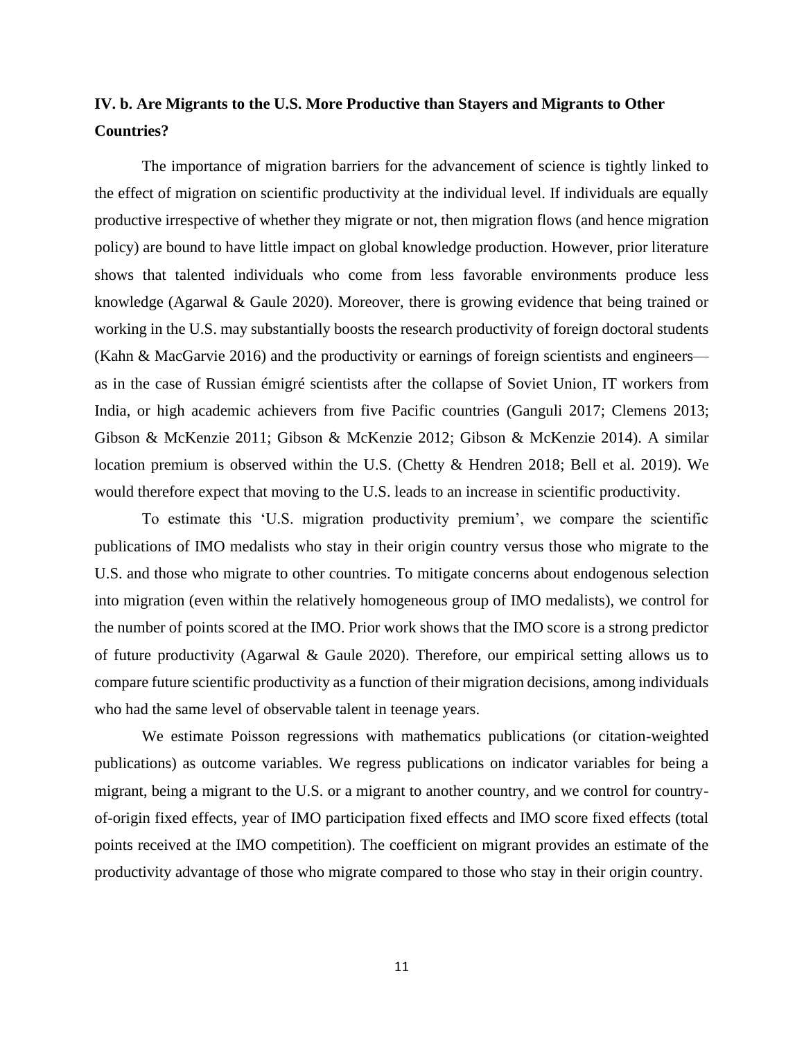### IV. b. Are Migrants to the U.S. More Productive than Stayers and Migrants to Other Countries?

The importance of migration barriers for the advancement of science is tightly linked to the effect of migration on scientific productivity at the individual level. If individuals are equally productive irrespective of whether they migrate or not, then migration flows (and hence migration policy) are bound to have little impact on global knowledge production. However, prior literature shows that talented individuals who come from less favorable environments produce less knowledge (Agarwal & Gaule 2020). Moreover, there is growing evidence that being trained or working in the U.S. may substantially boosts the research productivity of foreign doctoral students (Kahn & MacGarvie 2016) and the productivity or earnings of foreign scientists and engineers—as in the case of Russian émigré scientists after the collapse of Soviet Union, IT workers from India, or high academic achievers from five Pacific countries (Ganguli 2017; Clemens 2013; Gibson & McKenzie 2011; Gibson & McKenzie 2012; Gibson & McKenzie 2014). A similar location premium is observed within the U.S. (Chetty & Hendren 2018; Bell et al. 2019). We would therefore expect that moving to the U.S. leads to an increase in scientific productivity.

To estimate this 'U.S. migration productivity premium', we compare the scientific publications of IMO medalists who stay in their origin country versus those who migrate to the U.S. and those who migrate to other countries. To mitigate concerns about endogenous selection into migration (even within the relatively homogeneous group of IMO medalists), we control for the number of points scored at the IMO. Prior work shows that the IMO score is a strong predictor of future productivity (Agarwal & Gaule 2020). Therefore, our empirical setting allows us to compare future scientific productivity as a function of their migration decisions, among individuals who had the same level of observable talent in teenage years.

We estimate Poisson regressions with mathematics publications (or citation-weighted publications) as outcome variables. We regress publications on indicator variables for being a migrant, being a migrant to the U.S. or a migrant to another country, and we control for country-of-origin fixed effects, year of IMO participation fixed effects and IMO score fixed effects (total points received at the IMO competition). The coefficient on migrant provides an estimate of the productivity advantage of those who migrate compared to those who stay in their origin country.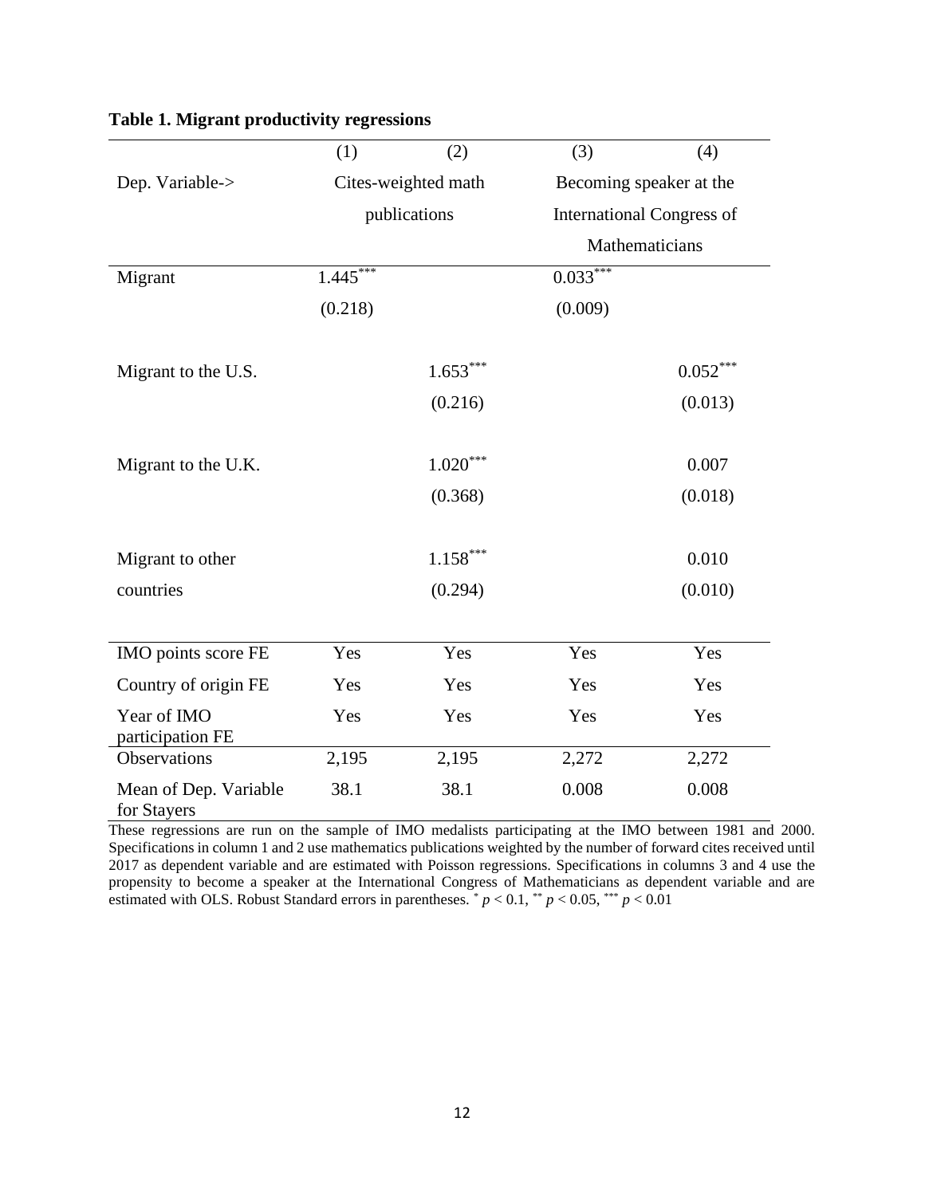**Table 1. Migrant productivity regressions**

| | (1) | (2) | (3) | (4) |
|---|---|---|---|---|
| Dep. Variable-> | Cites-weighted math publications | | Becoming speaker at the International Congress of Mathematicians | |
| Migrant | 1.445*** | | 0.033*** | |
| | (0.218) | | (0.009) | |
| Migrant to the U.S. | | 1.653*** | | 0.052*** |
| | | (0.216) | | (0.013) |
| Migrant to the U.K. | | 1.020*** | | 0.007 |
| | | (0.368) | | (0.018) |
| Migrant to other countries | | 1.158*** | | 0.010 |
| | | (0.294) | | (0.010) |
| IMO points score FE | Yes | Yes | Yes | Yes |
| Country of origin FE | Yes | Yes | Yes | Yes |
| Year of IMO participation FE | Yes | Yes | Yes | Yes |
| Observations | 2,195 | 2,195 | 2,272 | 2,272 |
| Mean of Dep. Variable for Stayers | 38.1 | 38.1 | 0.008 | 0.008 |

These regressions are run on the sample of IMO medalists participating at the IMO between 1981 and 2000. Specifications in column 1 and 2 use mathematics publications weighted by the number of forward cites received until 2017 as dependent variable and are estimated with Poisson regressions. Specifications in columns 3 and 4 use the propensity to become a speaker at the International Congress of Mathematicians as dependent variable and are estimated with OLS. Robust Standard errors in parentheses. * $p < 0.1$, ** $p < 0.05$, *** $p < 0.01$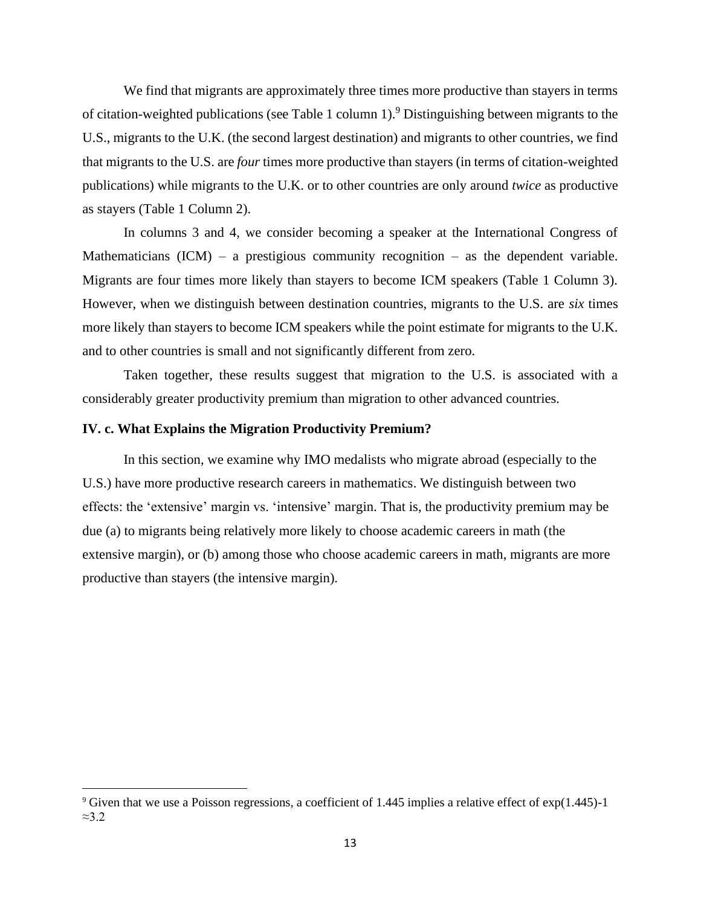We find that migrants are approximately three times more productive than stayers in terms of citation-weighted publications (see Table 1 column 1).[9] Distinguishing between migrants to the U.S., migrants to the U.K. (the second largest destination) and migrants to other countries, we find that migrants to the U.S. are *four* times more productive than stayers (in terms of citation-weighted publications) while migrants to the U.K. or to other countries are only around *twice* as productive as stayers (Table 1 Column 2).

In columns 3 and 4, we consider becoming a speaker at the International Congress of Mathematicians (ICM) – a prestigious community recognition – as the dependent variable. Migrants are four times more likely than stayers to become ICM speakers (Table 1 Column 3). However, when we distinguish between destination countries, migrants to the U.S. are *six* times more likely than stayers to become ICM speakers while the point estimate for migrants to the U.K. and to other countries is small and not significantly different from zero.

Taken together, these results suggest that migration to the U.S. is associated with a considerably greater productivity premium than migration to other advanced countries.

### IV. c. What Explains the Migration Productivity Premium?

In this section, we examine why IMO medalists who migrate abroad (especially to the U.S.) have more productive research careers in mathematics. We distinguish between two effects: the 'extensive' margin vs. 'intensive' margin. That is, the productivity premium may be due (a) to migrants being relatively more likely to choose academic careers in math (the extensive margin), or (b) among those who choose academic careers in math, migrants are more productive than stayers (the intensive margin).

[9] Given that we use a Poisson regressions, a coefficient of 1.445 implies a relative effect of $\exp(1.445)-1 \approx 3.2$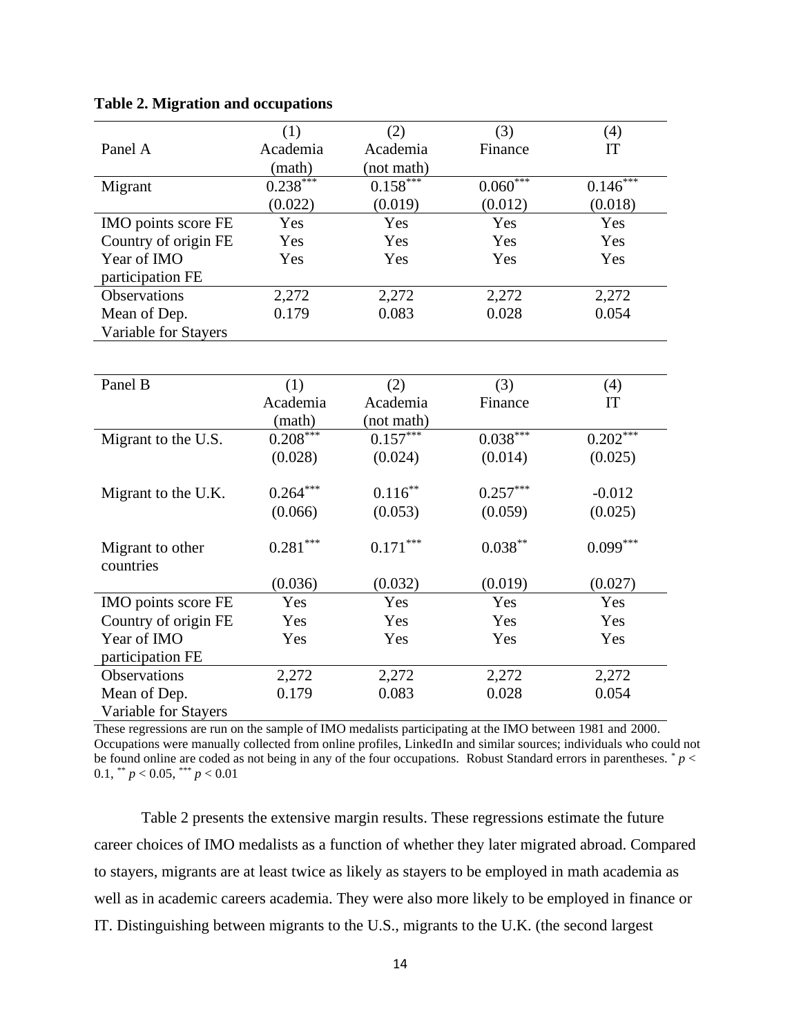**Table 2. Migration and occupations**

| Panel A | (1)<br>Academia<br>(math) | (2)<br>Academia<br>(not math) | (3)<br>Finance | (4)<br>IT |
|---|---|---|---|---|
| Migrant | 0.238$^{***}$ | 0.158$^{***}$ | 0.060$^{***}$ | 0.146$^{***}$ |
| | (0.022) | (0.019) | (0.012) | (0.018) |
| IMO points score FE | Yes | Yes | Yes | Yes |
| Country of origin FE | Yes | Yes | Yes | Yes |
| Year of IMO participation FE | Yes | Yes | Yes | Yes |
| Observations | 2,272 | 2,272 | 2,272 | 2,272 |
| Mean of Dep. Variable for Stayers | 0.179 | 0.083 | 0.028 | 0.054 |

| Panel B | (1)<br>Academia<br>(math) | (2)<br>Academia<br>(not math) | (3)<br>Finance | (4)<br>IT |
|---|---|---|---|---|
| Migrant to the U.S. | 0.208$^{***}$ | 0.157$^{***}$ | 0.038$^{***}$ | 0.202$^{***}$ |
| | (0.028) | (0.024) | (0.014) | (0.025) |
| Migrant to the U.K. | 0.264$^{***}$ | 0.116$^{**}$ | 0.257$^{***}$ | -0.012 |
| | (0.066) | (0.053) | (0.059) | (0.025) |
| Migrant to other countries | 0.281$^{***}$ | 0.171$^{***}$ | 0.038$^{**}$ | 0.099$^{***}$ |
| | (0.036) | (0.032) | (0.019) | (0.027) |
| IMO points score FE | Yes | Yes | Yes | Yes |
| Country of origin FE | Yes | Yes | Yes | Yes |
| Year of IMO participation FE | Yes | Yes | Yes | Yes |
| Observations | 2,272 | 2,272 | 2,272 | 2,272 |
| Mean of Dep. Variable for Stayers | 0.179 | 0.083 | 0.028 | 0.054 |

These regressions are run on the sample of IMO medalists participating at the IMO between 1981 and 2000. Occupations were manually collected from online profiles, LinkedIn and similar sources; individuals who could not be found online are coded as not being in any of the four occupations. Robust Standard errors in parentheses. $^{*}$ $p < 0.1$, $^{**}$ $p < 0.05$, $^{***}$ $p < 0.01$

Table 2 presents the extensive margin results. These regressions estimate the future career choices of IMO medalists as a function of whether they later migrated abroad. Compared to stayers, migrants are at least twice as likely as stayers to be employed in math academia as well as in academic careers academia. They were also more likely to be employed in finance or IT. Distinguishing between migrants to the U.S., migrants to the U.K. (the second largest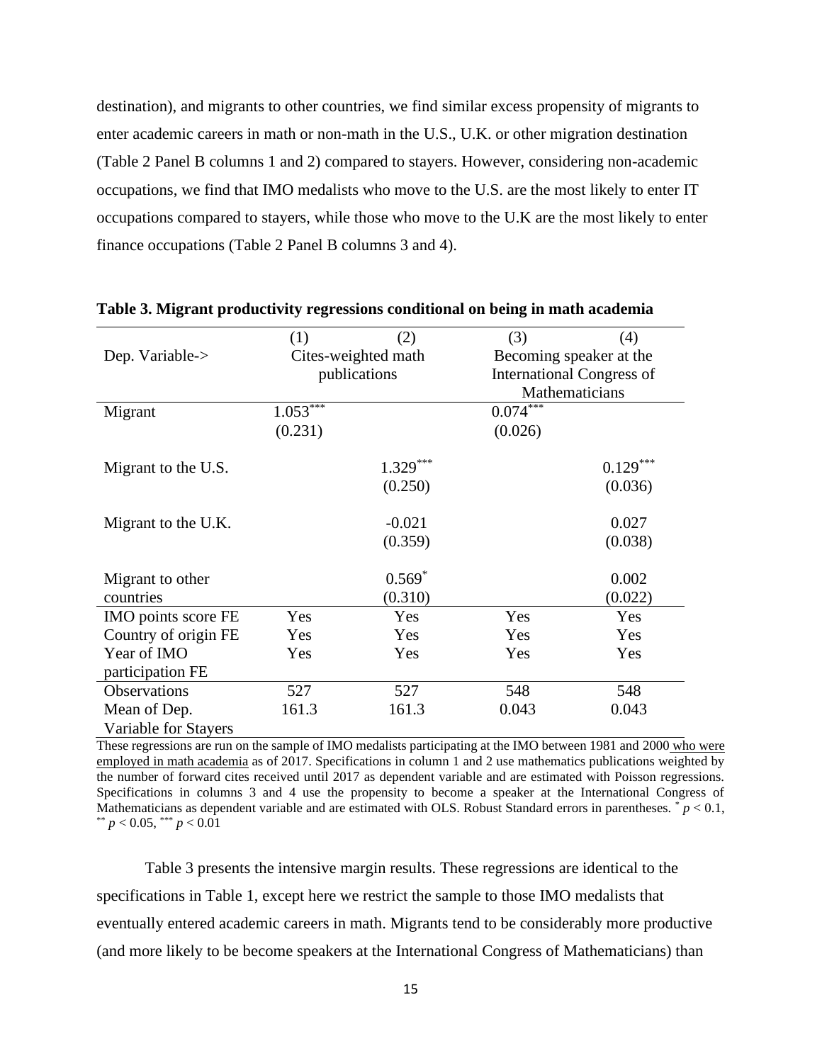destination), and migrants to other countries, we find similar excess propensity of migrants to enter academic careers in math or non-math in the U.S., U.K. or other migration destination (Table 2 Panel B columns 1 and 2) compared to stayers. However, considering non-academic occupations, we find that IMO medalists who move to the U.S. are the most likely to enter IT occupations compared to stayers, while those who move to the U.K are the most likely to enter finance occupations (Table 2 Panel B columns 3 and 4).

**Table 3. Migrant productivity regressions conditional on being in math academia**

| | (1) | (2) | (3) | (4) |
|---|---|---|---|---|
| Dep. Variable-> | Cites-weighted math publications | | Becoming speaker at the International Congress of Mathematicians | |
| Migrant | $1.053^{***}$ | | $0.074^{***}$ | |
| | (0.231) | | (0.026) | |
| Migrant to the U.S. | | $1.329^{***}$ | | $0.129^{***}$ |
| | | (0.250) | | (0.036) |
| Migrant to the U.K. | | -0.021 | | 0.027 |
| | | (0.359) | | (0.038) |
| Migrant to other countries | | $0.569^{*}$ | | 0.002 |
| | | (0.310) | | (0.022) |
| IMO points score FE | Yes | Yes | Yes | Yes |
| Country of origin FE | Yes | Yes | Yes | Yes |
| Year of IMO participation FE | Yes | Yes | Yes | Yes |
| Observations | 527 | 527 | 548 | 548 |
| Mean of Dep. Variable for Stayers | 161.3 | 161.3 | 0.043 | 0.043 |

These regressions are run on the sample of IMO medalists participating at the IMO between 1981 and 2000 who were employed in math academia as of 2017. Specifications in column 1 and 2 use mathematics publications weighted by the number of forward cites received until 2017 as dependent variable and are estimated with Poisson regressions. Specifications in columns 3 and 4 use the propensity to become a speaker at the International Congress of Mathematicians as dependent variable and are estimated with OLS. Robust Standard errors in parentheses. $^{*}$ $p < 0.1$, $^{**}$ $p < 0.05$, $^{***}$ $p < 0.01$

Table 3 presents the intensive margin results. These regressions are identical to the specifications in Table 1, except here we restrict the sample to those IMO medalists that eventually entered academic careers in math. Migrants tend to be considerably more productive (and more likely to be become speakers at the International Congress of Mathematicians) than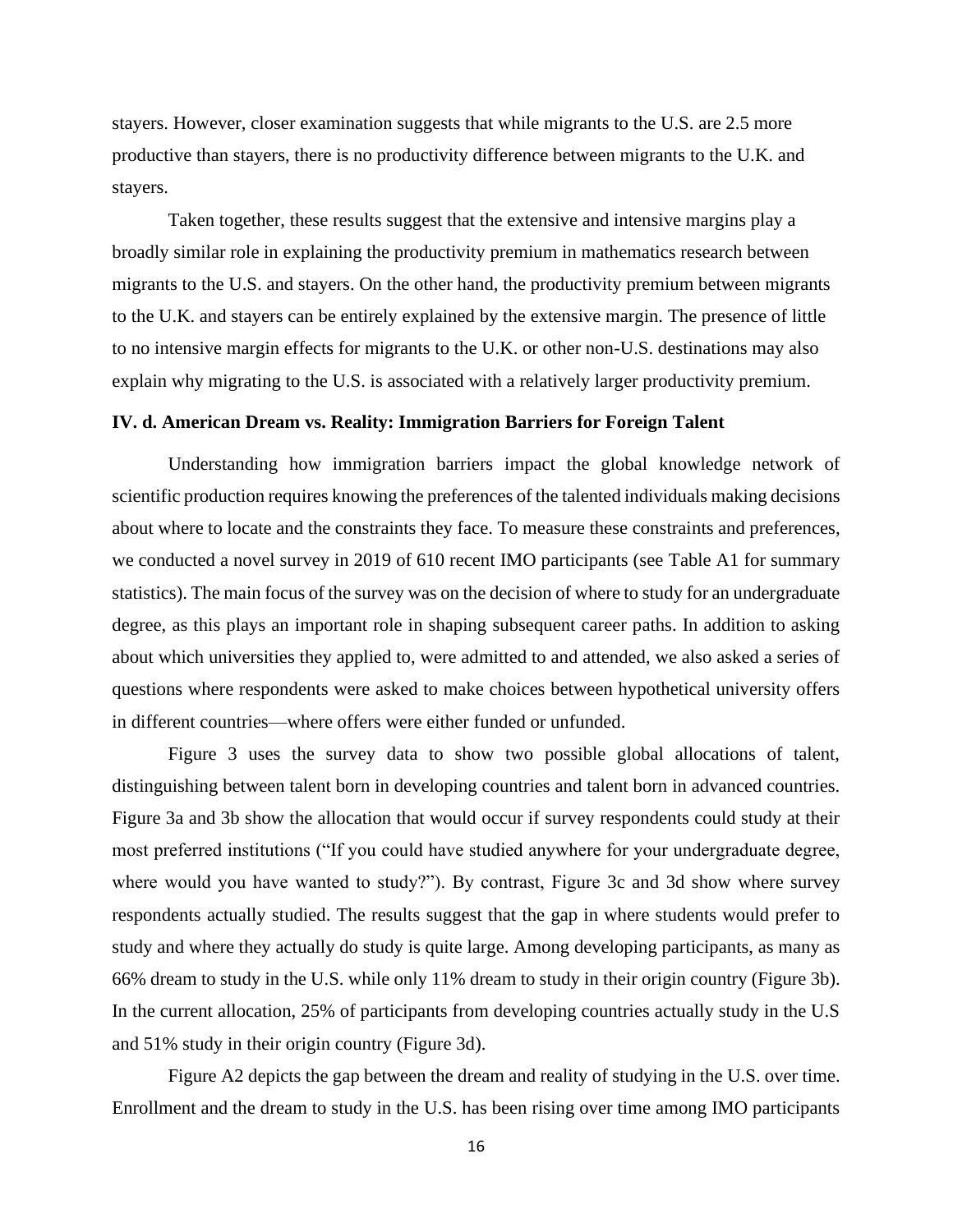stayers. However, closer examination suggests that while migrants to the U.S. are 2.5 more productive than stayers, there is no productivity difference between migrants to the U.K. and stayers.

Taken together, these results suggest that the extensive and intensive margins play a broadly similar role in explaining the productivity premium in mathematics research between migrants to the U.S. and stayers. On the other hand, the productivity premium between migrants to the U.K. and stayers can be entirely explained by the extensive margin. The presence of little to no intensive margin effects for migrants to the U.K. or other non-U.S. destinations may also explain why migrating to the U.S. is associated with a relatively larger productivity premium.

### IV. d. American Dream vs. Reality: Immigration Barriers for Foreign Talent

Understanding how immigration barriers impact the global knowledge network of scientific production requires knowing the preferences of the talented individuals making decisions about where to locate and the constraints they face. To measure these constraints and preferences, we conducted a novel survey in 2019 of 610 recent IMO participants (see Table A1 for summary statistics). The main focus of the survey was on the decision of where to study for an undergraduate degree, as this plays an important role in shaping subsequent career paths. In addition to asking about which universities they applied to, were admitted to and attended, we also asked a series of questions where respondents were asked to make choices between hypothetical university offers in different countries—where offers were either funded or unfunded.

Figure 3 uses the survey data to show two possible global allocations of talent, distinguishing between talent born in developing countries and talent born in advanced countries. Figure 3a and 3b show the allocation that would occur if survey respondents could study at their most preferred institutions ("If you could have studied anywhere for your undergraduate degree, where would you have wanted to study?"). By contrast, Figure 3c and 3d show where survey respondents actually studied. The results suggest that the gap in where students would prefer to study and where they actually do study is quite large. Among developing participants, as many as 66% dream to study in the U.S. while only 11% dream to study in their origin country (Figure 3b). In the current allocation, 25% of participants from developing countries actually study in the U.S and 51% study in their origin country (Figure 3d).

Figure A2 depicts the gap between the dream and reality of studying in the U.S. over time. Enrollment and the dream to study in the U.S. has been rising over time among IMO participants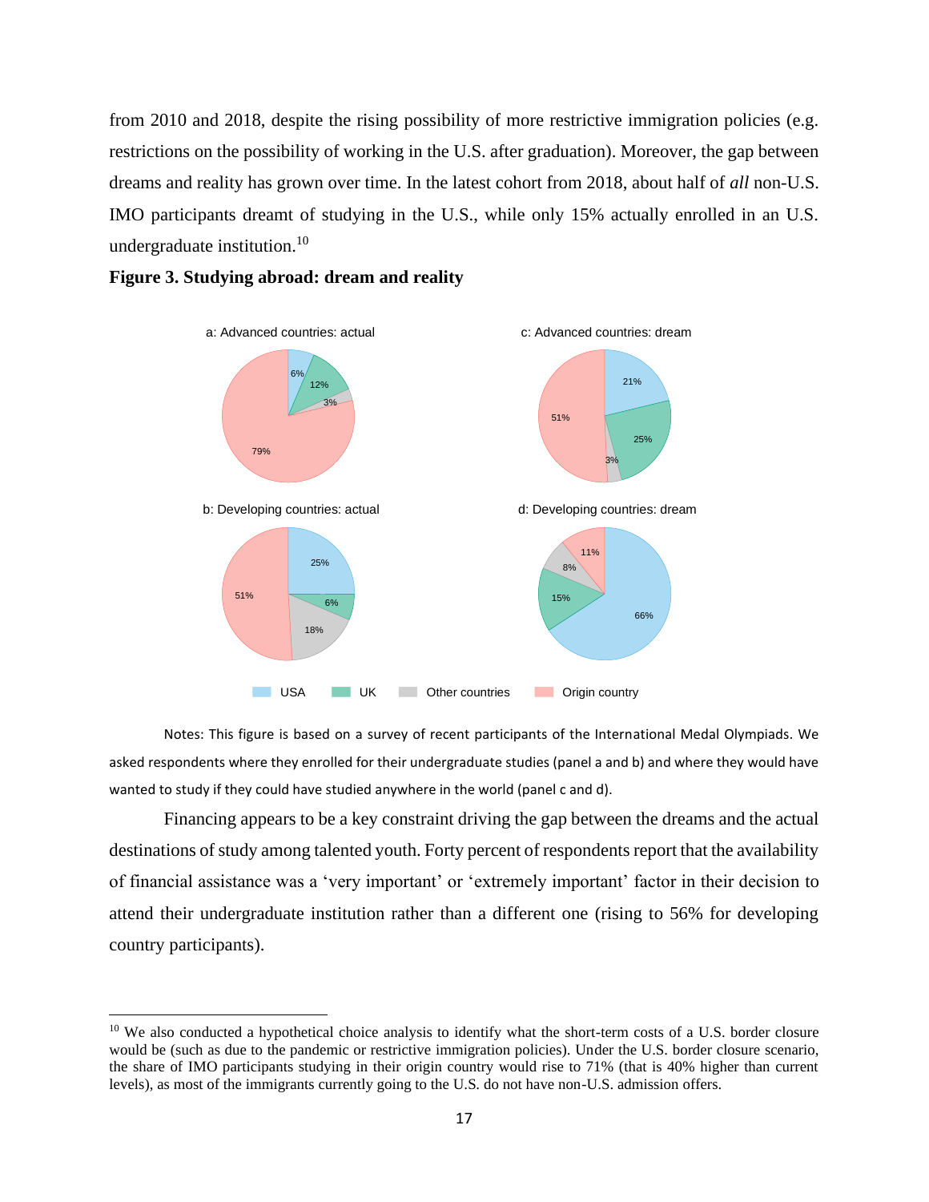from 2010 and 2018, despite the rising possibility of more restrictive immigration policies (e.g. restrictions on the possibility of working in the U.S. after graduation). Moreover, the gap between dreams and reality has grown over time. In the latest cohort from 2018, about half of *all* non-U.S. IMO participants dreamt of studying in the U.S., while only 15% actually enrolled in an U.S. undergraduate institution.[10]

**Figure 3. Studying abroad: dream and reality**

Notes: This figure is based on a survey of recent participants of the International Medal Olympiads. We asked respondents where they enrolled for their undergraduate studies (panel a and b) and where they would have wanted to study if they could have studied anywhere in the world (panel c and d).

Financing appears to be a key constraint driving the gap between the dreams and the actual destinations of study among talented youth. Forty percent of respondents report that the availability of financial assistance was a 'very important' or 'extremely important' factor in their decision to attend their undergraduate institution rather than a different one (rising to 56% for developing country participants).

---

[10] We also conducted a hypothetical choice analysis to identify what the short-term costs of a U.S. border closure would be (such as due to the pandemic or restrictive immigration policies). Under the U.S. border closure scenario, the share of IMO participants studying in their origin country would rise to 71% (that is 40% higher than current levels), as most of the immigrants currently going to the U.S. do not have non-U.S. admission offers.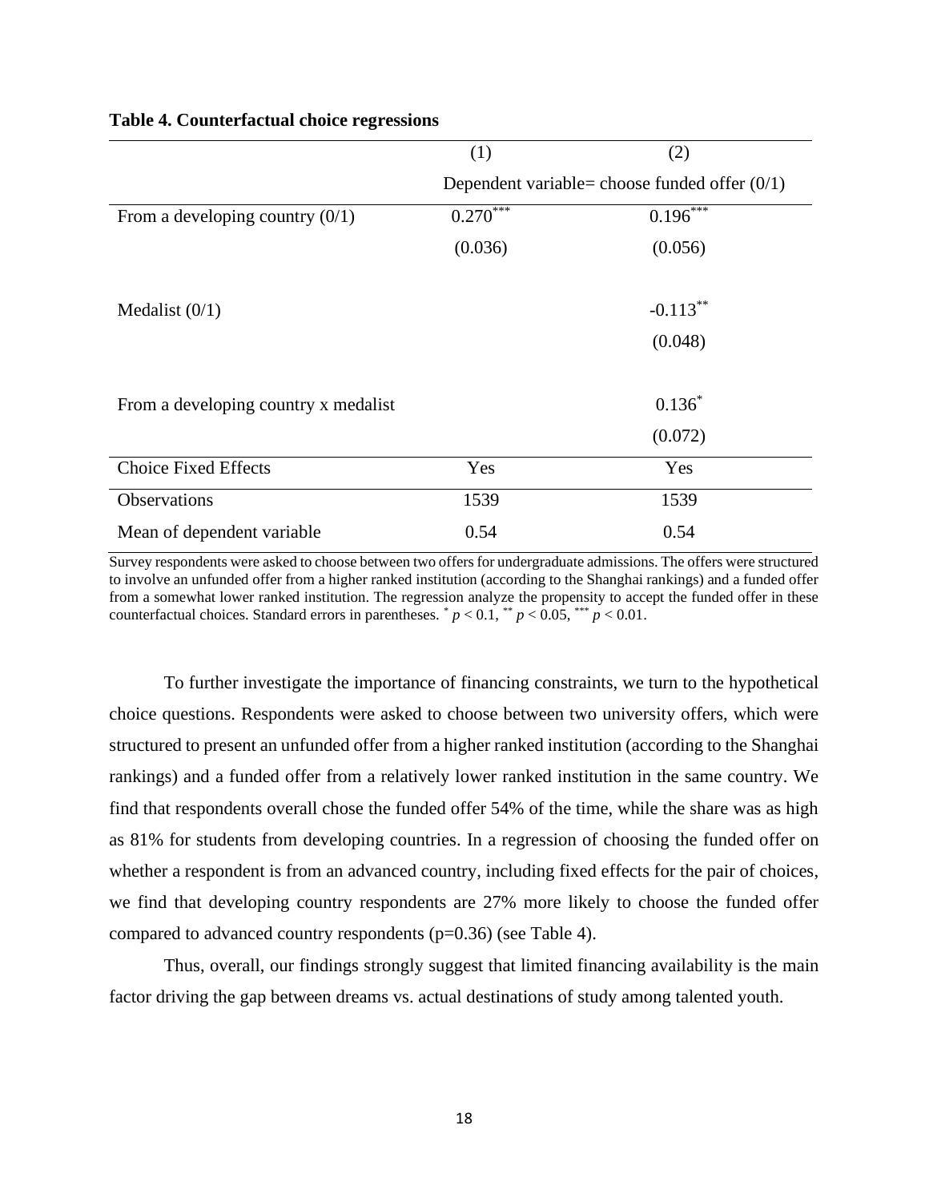**Table 4. Counterfactual choice regressions**

| | (1) | (2) |
|---|---|---|
| | Dependent variable= choose funded offer (0/1) | |
| From a developing country (0/1) | 0.270*** | 0.196*** |
| | (0.036) | (0.056) |
| Medalist (0/1) | | -0.113** |
| | | (0.048) |
| From a developing country x medalist | | 0.136* |
| | | (0.072) |
| Choice Fixed Effects | Yes | Yes |
| Observations | 1539 | 1539 |
| Mean of dependent variable | 0.54 | 0.54 |

Survey respondents were asked to choose between two offers for undergraduate admissions. The offers were structured to involve an unfunded offer from a higher ranked institution (according to the Shanghai rankings) and a funded offer from a somewhat lower ranked institution. The regression analyze the propensity to accept the funded offer in these counterfactual choices. Standard errors in parentheses. * $p < 0.1$, ** $p < 0.05$, *** $p < 0.01$.

To further investigate the importance of financing constraints, we turn to the hypothetical choice questions. Respondents were asked to choose between two university offers, which were structured to present an unfunded offer from a higher ranked institution (according to the Shanghai rankings) and a funded offer from a relatively lower ranked institution in the same country. We find that respondents overall chose the funded offer 54% of the time, while the share was as high as 81% for students from developing countries. In a regression of choosing the funded offer on whether a respondent is from an advanced country, including fixed effects for the pair of choices, we find that developing country respondents are 27% more likely to choose the funded offer compared to advanced country respondents (p=0.36) (see Table 4).

Thus, overall, our findings strongly suggest that limited financing availability is the main factor driving the gap between dreams vs. actual destinations of study among talented youth.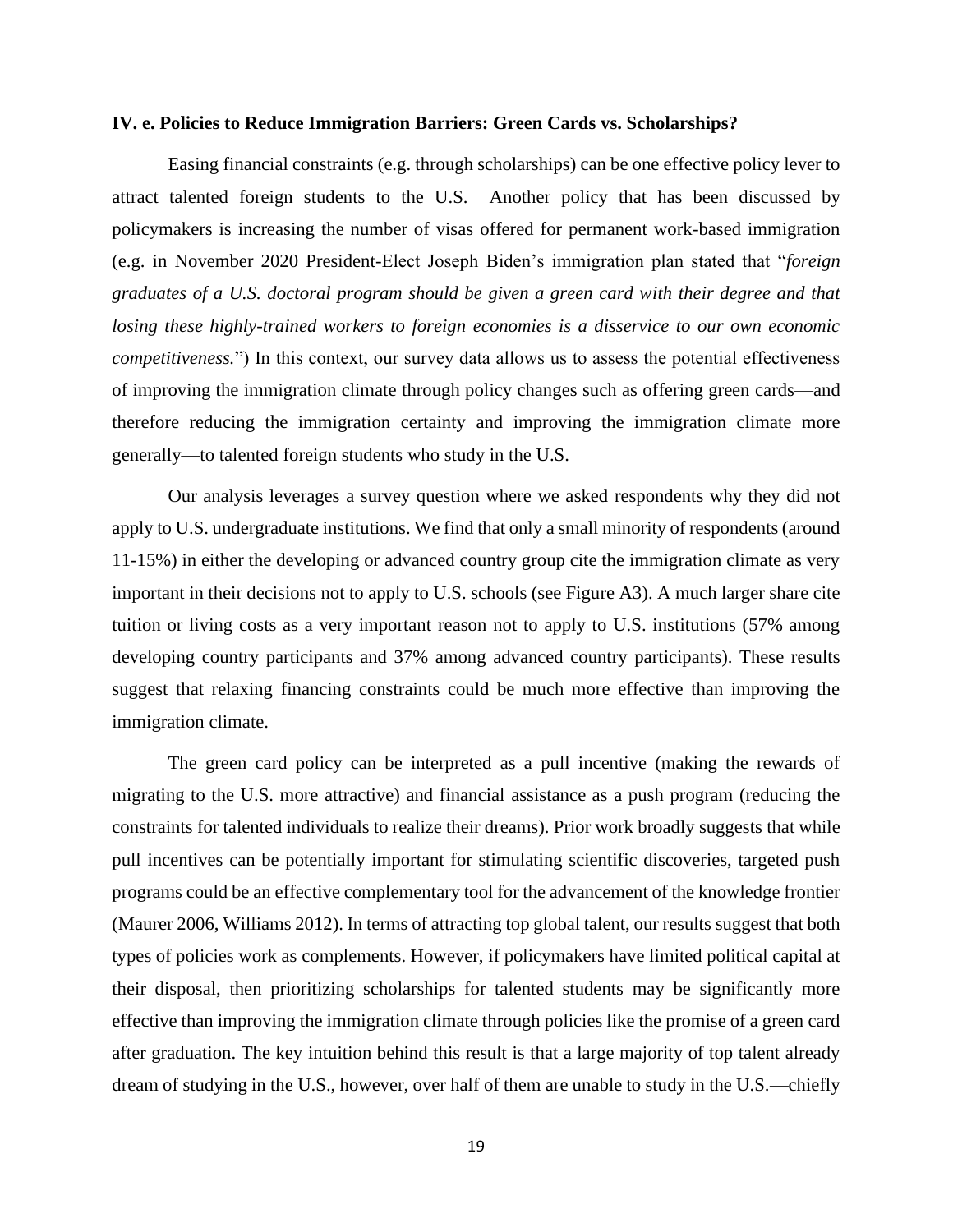### IV. e. Policies to Reduce Immigration Barriers: Green Cards vs. Scholarships?

Easing financial constraints (e.g. through scholarships) can be one effective policy lever to attract talented foreign students to the U.S. Another policy that has been discussed by policymakers is increasing the number of visas offered for permanent work-based immigration (e.g. in November 2020 President-Elect Joseph Biden's immigration plan stated that "*foreign graduates of a U.S. doctoral program should be given a green card with their degree and that losing these highly-trained workers to foreign economies is a disservice to our own economic competitiveness.*") In this context, our survey data allows us to assess the potential effectiveness of improving the immigration climate through policy changes such as offering green cards—and therefore reducing the immigration certainty and improving the immigration climate more generally—to talented foreign students who study in the U.S.

Our analysis leverages a survey question where we asked respondents why they did not apply to U.S. undergraduate institutions. We find that only a small minority of respondents (around 11-15%) in either the developing or advanced country group cite the immigration climate as very important in their decisions not to apply to U.S. schools (see Figure A3). A much larger share cite tuition or living costs as a very important reason not to apply to U.S. institutions (57% among developing country participants and 37% among advanced country participants). These results suggest that relaxing financing constraints could be much more effective than improving the immigration climate.

The green card policy can be interpreted as a pull incentive (making the rewards of migrating to the U.S. more attractive) and financial assistance as a push program (reducing the constraints for talented individuals to realize their dreams). Prior work broadly suggests that while pull incentives can be potentially important for stimulating scientific discoveries, targeted push programs could be an effective complementary tool for the advancement of the knowledge frontier (Maurer 2006, Williams 2012). In terms of attracting top global talent, our results suggest that both types of policies work as complements. However, if policymakers have limited political capital at their disposal, then prioritizing scholarships for talented students may be significantly more effective than improving the immigration climate through policies like the promise of a green card after graduation. The key intuition behind this result is that a large majority of top talent already dream of studying in the U.S., however, over half of them are unable to study in the U.S.—chiefly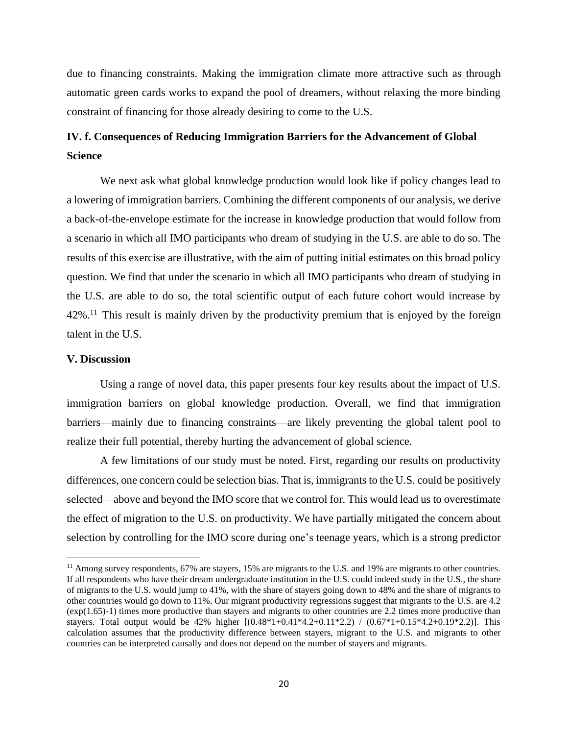due to financing constraints. Making the immigration climate more attractive such as through automatic green cards works to expand the pool of dreamers, without relaxing the more binding constraint of financing for those already desiring to come to the U.S.

### IV. f. Consequences of Reducing Immigration Barriers for the Advancement of Global Science

We next ask what global knowledge production would look like if policy changes lead to a lowering of immigration barriers. Combining the different components of our analysis, we derive a back-of-the-envelope estimate for the increase in knowledge production that would follow from a scenario in which all IMO participants who dream of studying in the U.S. are able to do so. The results of this exercise are illustrative, with the aim of putting initial estimates on this broad policy question. We find that under the scenario in which all IMO participants who dream of studying in the U.S. are able to do so, the total scientific output of each future cohort would increase by 42%.[11] This result is mainly driven by the productivity premium that is enjoyed by the foreign talent in the U.S.

## V. Discussion

Using a range of novel data, this paper presents four key results about the impact of U.S. immigration barriers on global knowledge production. Overall, we find that immigration barriers—mainly due to financing constraints—are likely preventing the global talent pool to realize their full potential, thereby hurting the advancement of global science.

A few limitations of our study must be noted. First, regarding our results on productivity differences, one concern could be selection bias. That is, immigrants to the U.S. could be positively selected—above and beyond the IMO score that we control for. This would lead us to overestimate the effect of migration to the U.S. on productivity. We have partially mitigated the concern about selection by controlling for the IMO score during one's teenage years, which is a strong predictor

---

[11] Among survey respondents, 67% are stayers, 15% are migrants to the U.S. and 19% are migrants to other countries. If all respondents who have their dream undergraduate institution in the U.S. could indeed study in the U.S., the share of migrants to the U.S. would jump to 41%, with the share of stayers going down to 48% and the share of migrants to other countries would go down to 11%. Our migrant productivity regressions suggest that migrants to the U.S. are 4.2 (exp(1.65)-1) times more productive than stayers and migrants to other countries are 2.2 times more productive than stayers. Total output would be 42% higher [(0.48*1+0.41*4.2+0.11*2.2) / (0.67*1+0.15*4.2+0.19*2.2)]. This calculation assumes that the productivity difference between stayers, migrant to the U.S. and migrants to other countries can be interpreted causally and does not depend on the number of stayers and migrants.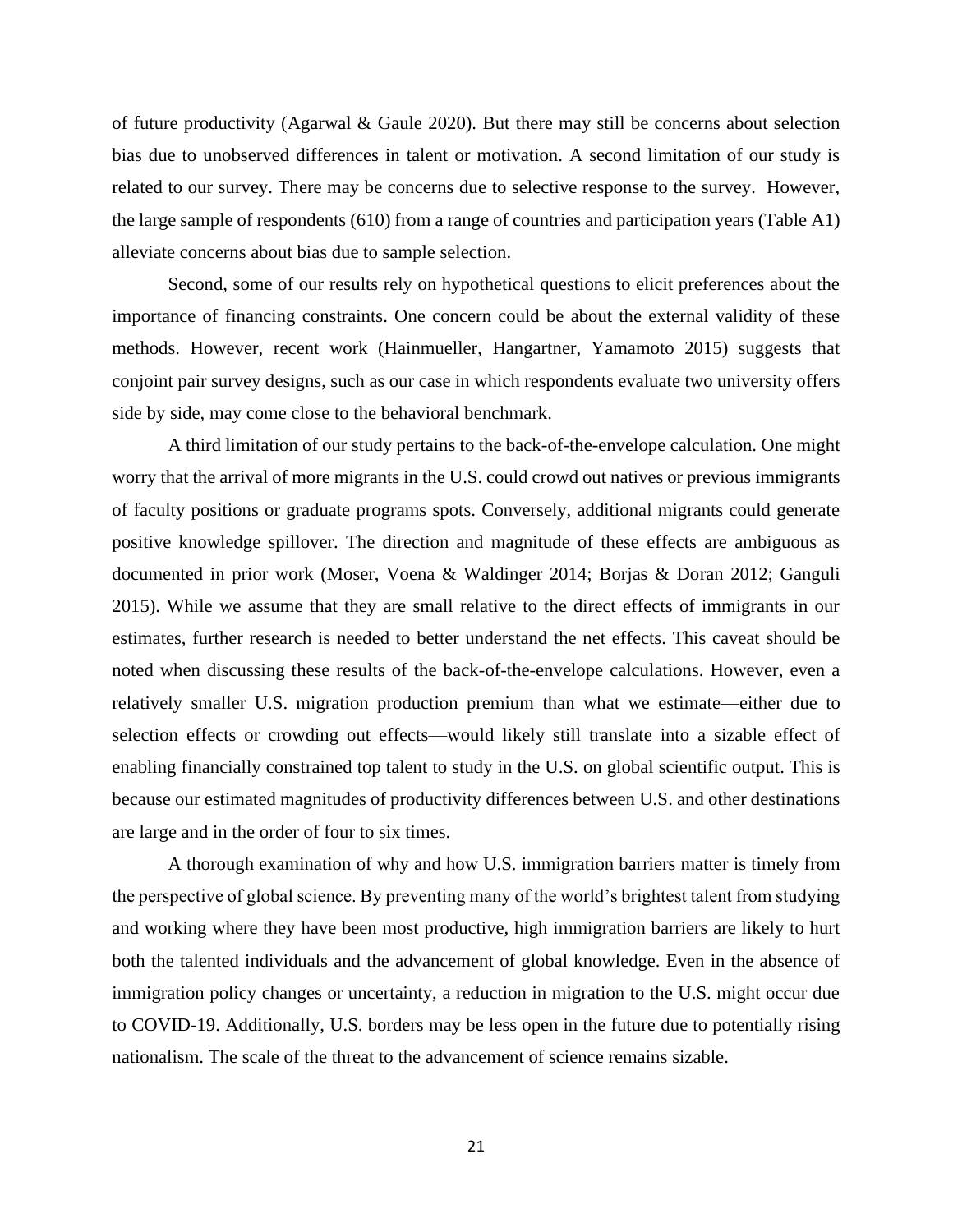of future productivity (Agarwal & Gaule 2020). But there may still be concerns about selection bias due to unobserved differences in talent or motivation. A second limitation of our study is related to our survey. There may be concerns due to selective response to the survey. However, the large sample of respondents (610) from a range of countries and participation years (Table A1) alleviate concerns about bias due to sample selection.

Second, some of our results rely on hypothetical questions to elicit preferences about the importance of financing constraints. One concern could be about the external validity of these methods. However, recent work (Hainmueller, Hangartner, Yamamoto 2015) suggests that conjoint pair survey designs, such as our case in which respondents evaluate two university offers side by side, may come close to the behavioral benchmark.

A third limitation of our study pertains to the back-of-the-envelope calculation. One might worry that the arrival of more migrants in the U.S. could crowd out natives or previous immigrants of faculty positions or graduate programs spots. Conversely, additional migrants could generate positive knowledge spillover. The direction and magnitude of these effects are ambiguous as documented in prior work (Moser, Voena & Waldinger 2014; Borjas & Doran 2012; Ganguli 2015). While we assume that they are small relative to the direct effects of immigrants in our estimates, further research is needed to better understand the net effects. This caveat should be noted when discussing these results of the back-of-the-envelope calculations. However, even a relatively smaller U.S. migration production premium than what we estimate—either due to selection effects or crowding out effects—would likely still translate into a sizable effect of enabling financially constrained top talent to study in the U.S. on global scientific output. This is because our estimated magnitudes of productivity differences between U.S. and other destinations are large and in the order of four to six times.

A thorough examination of why and how U.S. immigration barriers matter is timely from the perspective of global science. By preventing many of the world's brightest talent from studying and working where they have been most productive, high immigration barriers are likely to hurt both the talented individuals and the advancement of global knowledge. Even in the absence of immigration policy changes or uncertainty, a reduction in migration to the U.S. might occur due to COVID-19. Additionally, U.S. borders may be less open in the future due to potentially rising nationalism. The scale of the threat to the advancement of science remains sizable.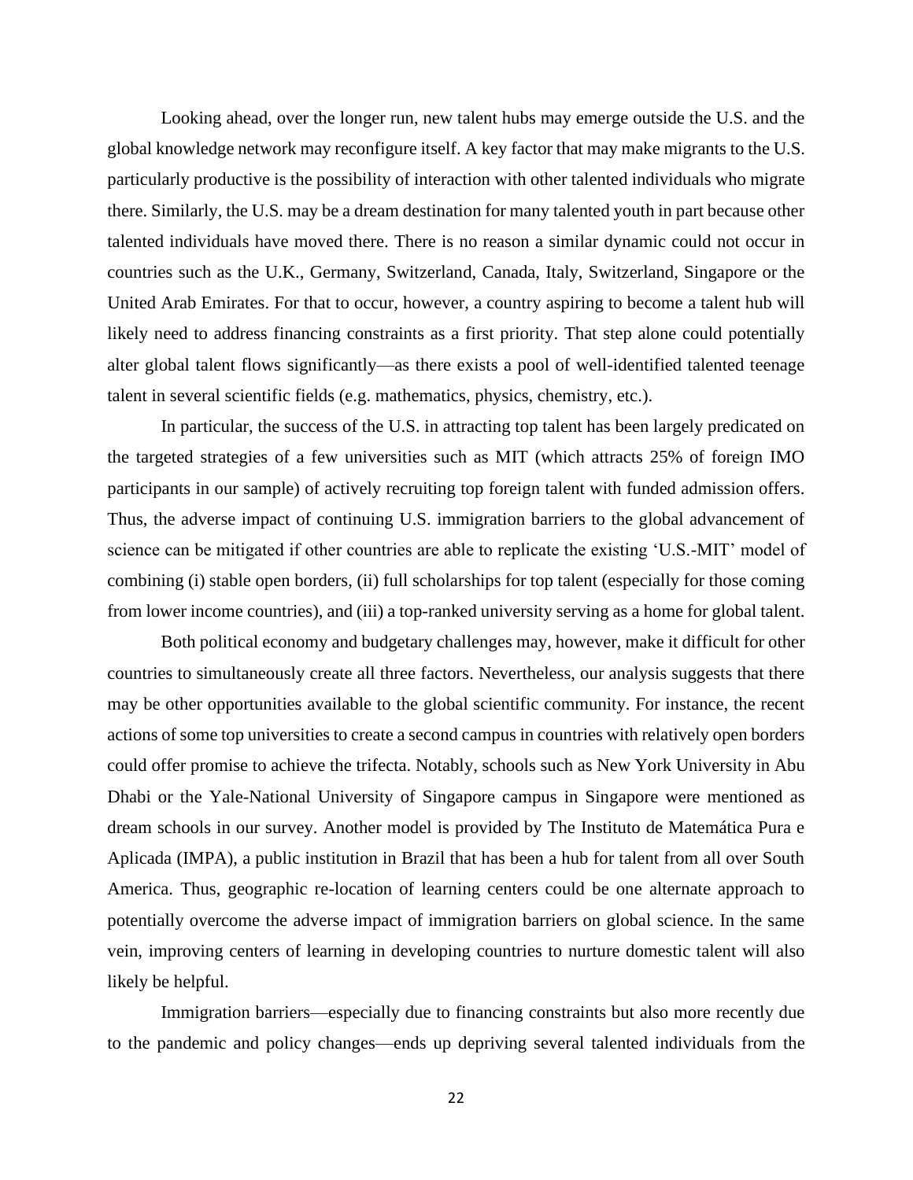Looking ahead, over the longer run, new talent hubs may emerge outside the U.S. and the global knowledge network may reconfigure itself. A key factor that may make migrants to the U.S. particularly productive is the possibility of interaction with other talented individuals who migrate there. Similarly, the U.S. may be a dream destination for many talented youth in part because other talented individuals have moved there. There is no reason a similar dynamic could not occur in countries such as the U.K., Germany, Switzerland, Canada, Italy, Switzerland, Singapore or the United Arab Emirates. For that to occur, however, a country aspiring to become a talent hub will likely need to address financing constraints as a first priority. That step alone could potentially alter global talent flows significantly—as there exists a pool of well-identified talented teenage talent in several scientific fields (e.g. mathematics, physics, chemistry, etc.).

In particular, the success of the U.S. in attracting top talent has been largely predicated on the targeted strategies of a few universities such as MIT (which attracts 25% of foreign IMO participants in our sample) of actively recruiting top foreign talent with funded admission offers. Thus, the adverse impact of continuing U.S. immigration barriers to the global advancement of science can be mitigated if other countries are able to replicate the existing 'U.S.-MIT' model of combining (i) stable open borders, (ii) full scholarships for top talent (especially for those coming from lower income countries), and (iii) a top-ranked university serving as a home for global talent.

Both political economy and budgetary challenges may, however, make it difficult for other countries to simultaneously create all three factors. Nevertheless, our analysis suggests that there may be other opportunities available to the global scientific community. For instance, the recent actions of some top universities to create a second campus in countries with relatively open borders could offer promise to achieve the trifecta. Notably, schools such as New York University in Abu Dhabi or the Yale-National University of Singapore campus in Singapore were mentioned as dream schools in our survey. Another model is provided by The Instituto de Matemática Pura e Aplicada (IMPA), a public institution in Brazil that has been a hub for talent from all over South America. Thus, geographic re-location of learning centers could be one alternate approach to potentially overcome the adverse impact of immigration barriers on global science. In the same vein, improving centers of learning in developing countries to nurture domestic talent will also likely be helpful.

Immigration barriers—especially due to financing constraints but also more recently due to the pandemic and policy changes—ends up depriving several talented individuals from the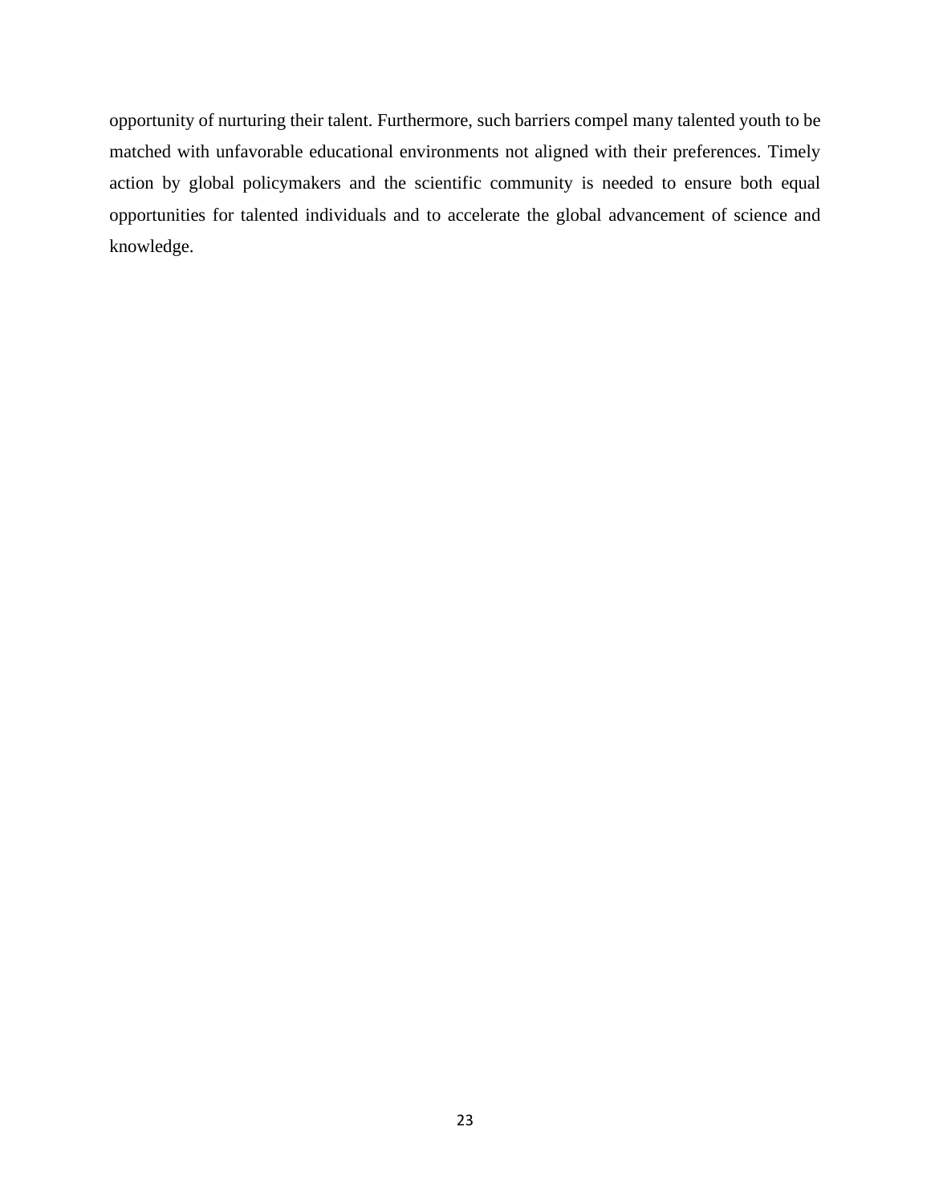opportunity of nurturing their talent. Furthermore, such barriers compel many talented youth to be matched with unfavorable educational environments not aligned with their preferences. Timely action by global policymakers and the scientific community is needed to ensure both equal opportunities for talented individuals and to accelerate the global advancement of science and knowledge.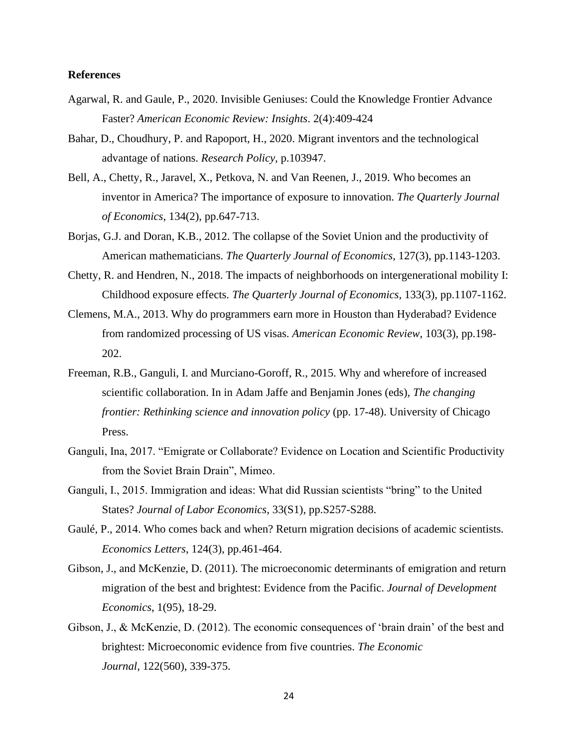**References**

Agarwal, R. and Gaule, P., 2020. Invisible Geniuses: Could the Knowledge Frontier Advance Faster? *American Economic Review: Insights*. 2(4):409-424

Bahar, D., Choudhury, P. and Rapoport, H., 2020. Migrant inventors and the technological advantage of nations. *Research Policy*, p.103947.

Bell, A., Chetty, R., Jaravel, X., Petkova, N. and Van Reenen, J., 2019. Who becomes an inventor in America? The importance of exposure to innovation. *The Quarterly Journal of Economics*, 134(2), pp.647-713.

Borjas, G.J. and Doran, K.B., 2012. The collapse of the Soviet Union and the productivity of American mathematicians. *The Quarterly Journal of Economics*, 127(3), pp.1143-1203.

Chetty, R. and Hendren, N., 2018. The impacts of neighborhoods on intergenerational mobility I: Childhood exposure effects. *The Quarterly Journal of Economics*, 133(3), pp.1107-1162.

Clemens, M.A., 2013. Why do programmers earn more in Houston than Hyderabad? Evidence from randomized processing of US visas. *American Economic Review*, 103(3), pp.198-202.

Freeman, R.B., Ganguli, I. and Murciano-Goroff, R., 2015. Why and wherefore of increased scientific collaboration. In in Adam Jaffe and Benjamin Jones (eds), *The changing frontier: Rethinking science and innovation policy* (pp. 17-48). University of Chicago Press.

Ganguli, Ina, 2017. "Emigrate or Collaborate? Evidence on Location and Scientific Productivity from the Soviet Brain Drain", Mimeo.

Ganguli, I., 2015. Immigration and ideas: What did Russian scientists "bring" to the United States? *Journal of Labor Economics*, 33(S1), pp.S257-S288.

Gaulé, P., 2014. Who comes back and when? Return migration decisions of academic scientists. *Economics Letters*, 124(3), pp.461-464.

Gibson, J., and McKenzie, D. (2011). The microeconomic determinants of emigration and return migration of the best and brightest: Evidence from the Pacific. *Journal of Development Economics*, 1(95), 18-29.

Gibson, J., & McKenzie, D. (2012). The economic consequences of 'brain drain' of the best and brightest: Microeconomic evidence from five countries. *The Economic Journal*, 122(560), 339-375.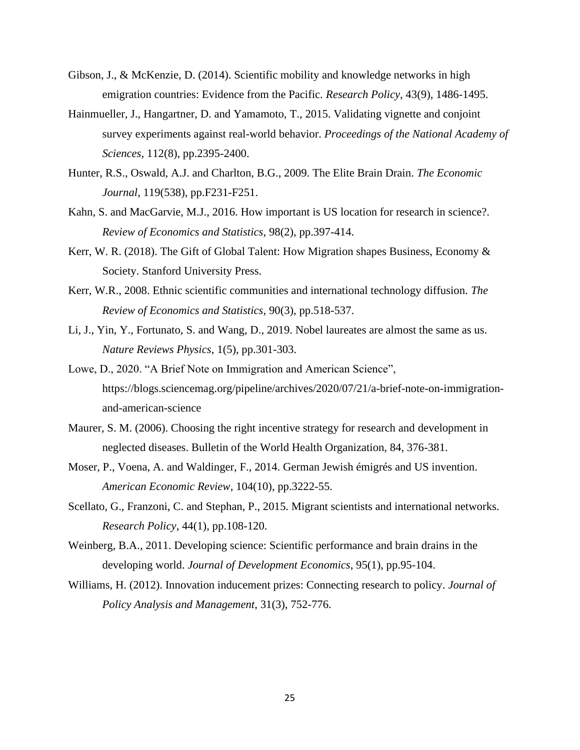Gibson, J., & McKenzie, D. (2014). Scientific mobility and knowledge networks in high emigration countries: Evidence from the Pacific. *Research Policy*, 43(9), 1486-1495.

Hainmueller, J., Hangartner, D. and Yamamoto, T., 2015. Validating vignette and conjoint survey experiments against real-world behavior. *Proceedings of the National Academy of Sciences*, 112(8), pp.2395-2400.

Hunter, R.S., Oswald, A.J. and Charlton, B.G., 2009. The Elite Brain Drain. *The Economic Journal*, 119(538), pp.F231-F251.

Kahn, S. and MacGarvie, M.J., 2016. How important is US location for research in science?. *Review of Economics and Statistics*, 98(2), pp.397-414.

Kerr, W. R. (2018). The Gift of Global Talent: How Migration shapes Business, Economy & Society. Stanford University Press.

Kerr, W.R., 2008. Ethnic scientific communities and international technology diffusion. *The Review of Economics and Statistics*, 90(3), pp.518-537.

Li, J., Yin, Y., Fortunato, S. and Wang, D., 2019. Nobel laureates are almost the same as us. *Nature Reviews Physics*, 1(5), pp.301-303.

Lowe, D., 2020. "A Brief Note on Immigration and American Science", https://blogs.sciencemag.org/pipeline/archives/2020/07/21/a-brief-note-on-immigration-and-american-science

Maurer, S. M. (2006). Choosing the right incentive strategy for research and development in neglected diseases. Bulletin of the World Health Organization, 84, 376-381.

Moser, P., Voena, A. and Waldinger, F., 2014. German Jewish émigrés and US invention. *American Economic Review*, 104(10), pp.3222-55.

Scellato, G., Franzoni, C. and Stephan, P., 2015. Migrant scientists and international networks. *Research Policy*, 44(1), pp.108-120.

Weinberg, B.A., 2011. Developing science: Scientific performance and brain drains in the developing world. *Journal of Development Economics*, 95(1), pp.95-104.

Williams, H. (2012). Innovation inducement prizes: Connecting research to policy. *Journal of Policy Analysis and Management*, 31(3), 752-776.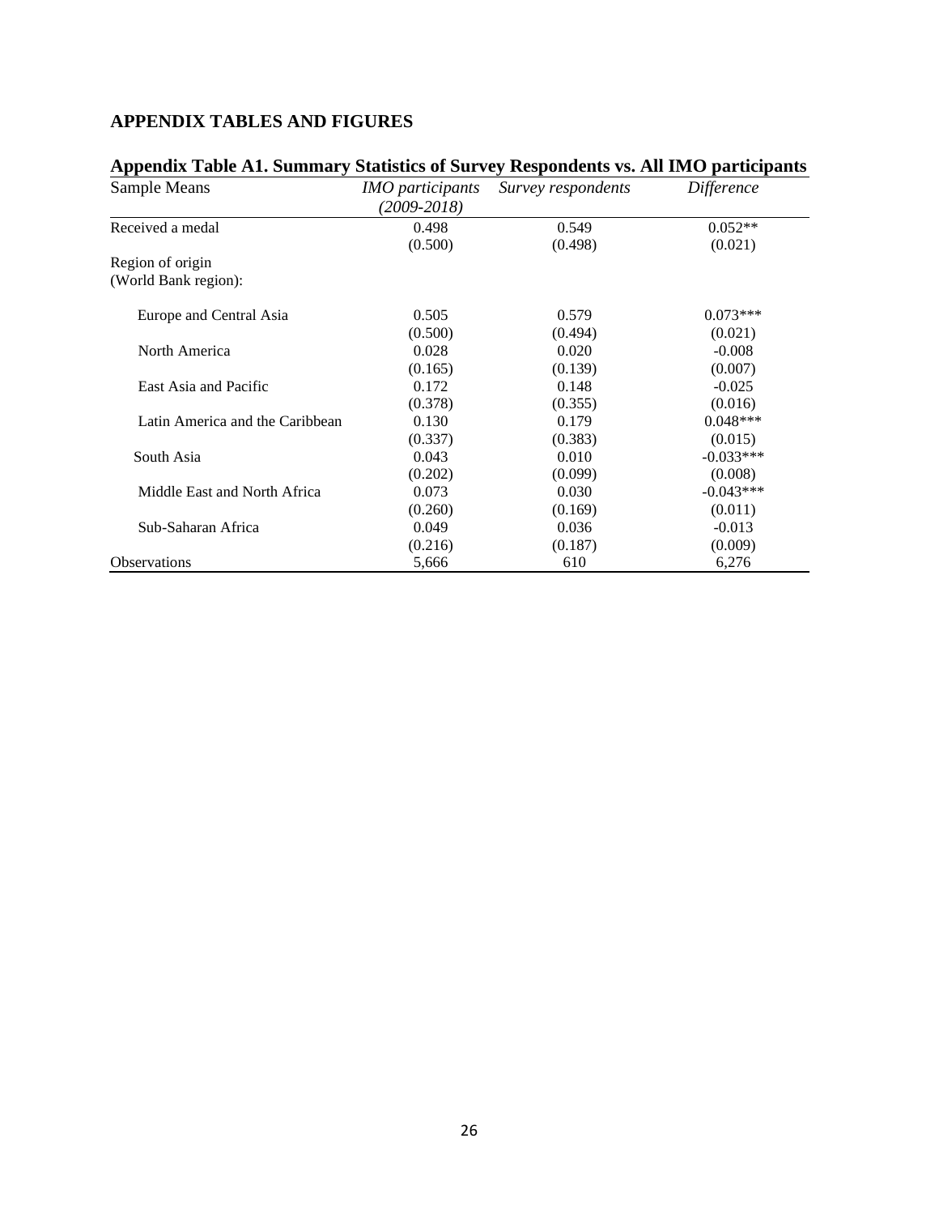## APPENDIX TABLES AND FIGURES

**Appendix Table A1. Summary Statistics of Survey Respondents vs. All IMO participants**

| Sample Means | *IMO participants (2009-2018)* | *Survey respondents* | *Difference* |
|---|---|---|---|
| Received a medal | 0.498 | 0.549 | 0.052** |
| | (0.500) | (0.498) | (0.021) |
| Region of origin (World Bank region): | | | |
| Europe and Central Asia | 0.505 | 0.579 | 0.073*** |
| | (0.500) | (0.494) | (0.021) |
| North America | 0.028 | 0.020 | -0.008 |
| | (0.165) | (0.139) | (0.007) |
| East Asia and Pacific | 0.172 | 0.148 | -0.025 |
| | (0.378) | (0.355) | (0.016) |
| Latin America and the Caribbean | 0.130 | 0.179 | 0.048*** |
| | (0.337) | (0.383) | (0.015) |
| South Asia | 0.043 | 0.010 | -0.033*** |
| | (0.202) | (0.099) | (0.008) |
| Middle East and North Africa | 0.073 | 0.030 | -0.043*** |
| | (0.260) | (0.169) | (0.011) |
| Sub-Saharan Africa | 0.049 | 0.036 | -0.013 |
| | (0.216) | (0.187) | (0.009) |
| Observations | 5,666 | 610 | 6,276 |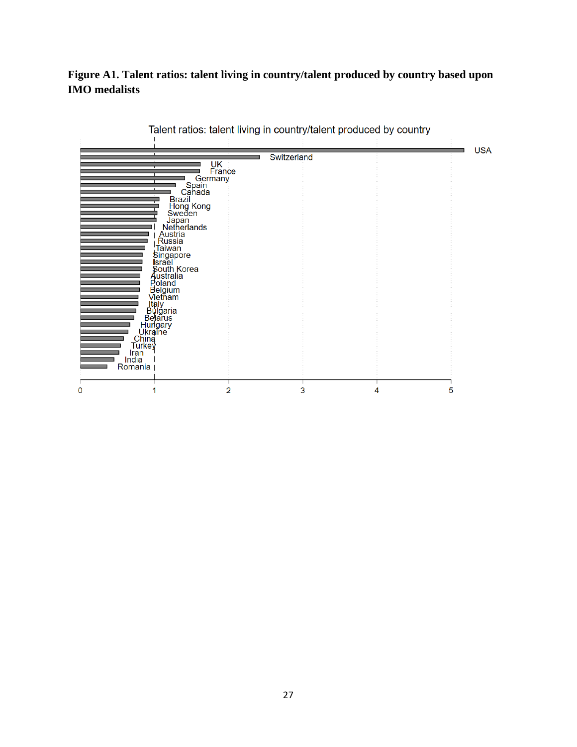**Figure A1. Talent ratios: talent living in country/talent produced by country based upon IMO medalists**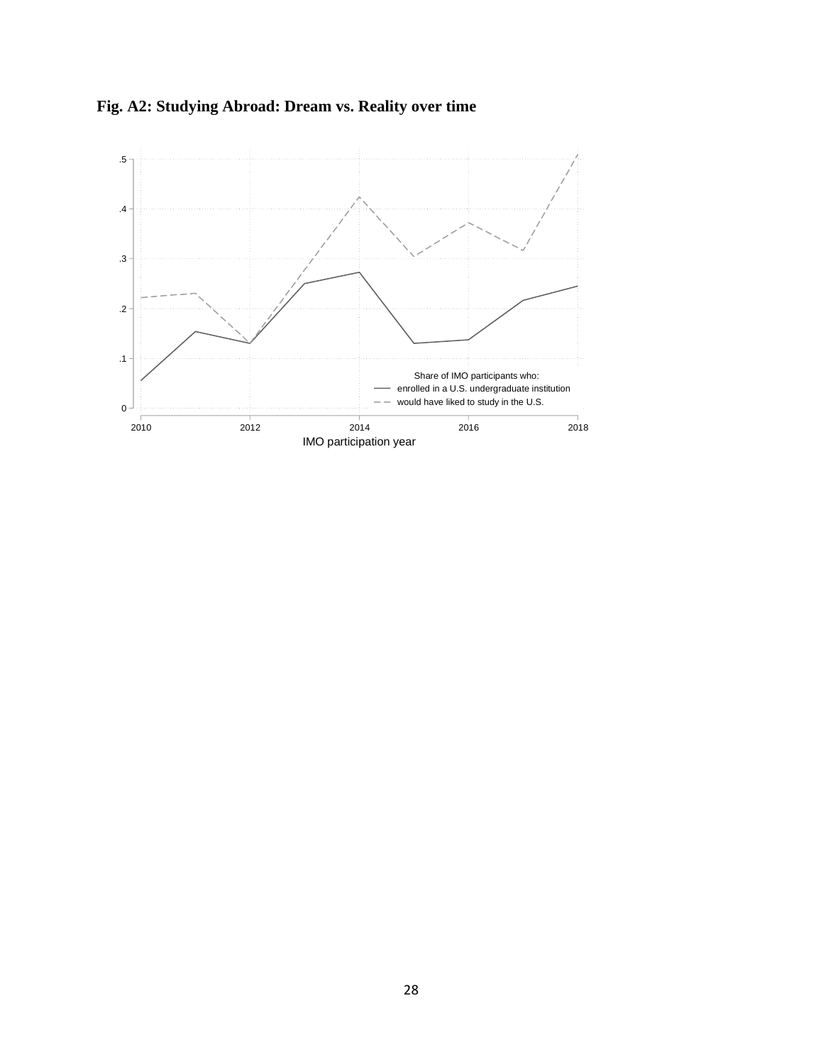**Fig. A2: Studying Abroad: Dream vs. Reality over time**

.5

.4

.3

.2

.1

0

2010 2012 2014 2016 2018

IMO participation year

Share of IMO participants who:

enrolled in a U.S. undergraduate institution

would have liked to study in the U.S.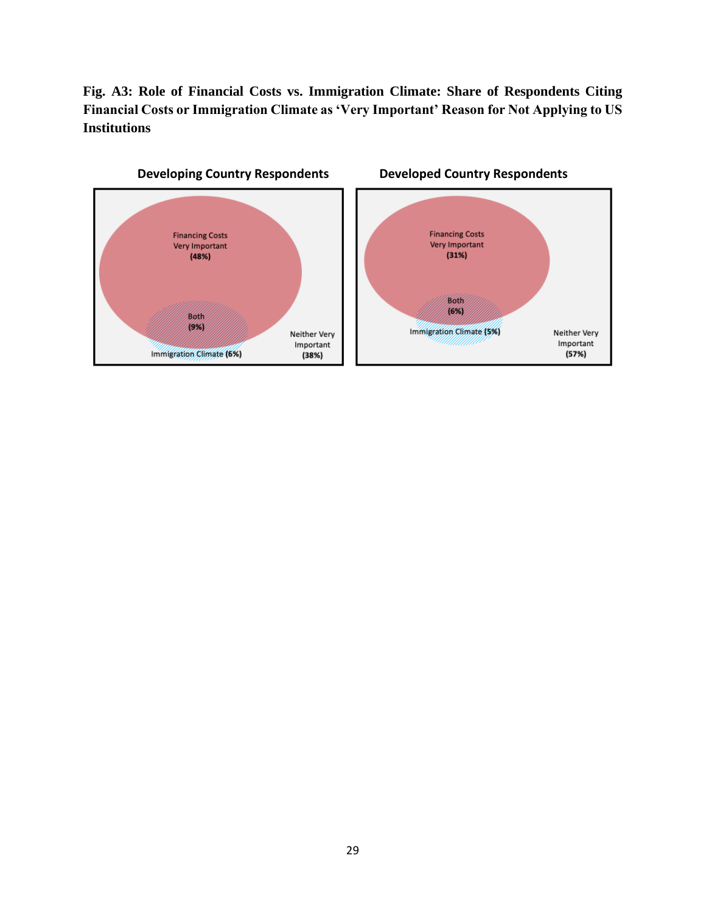**Fig. A3: Role of Financial Costs vs. Immigration Climate: Share of Respondents Citing Financial Costs or Immigration Climate as 'Very Important' Reason for Not Applying to US Institutions**

**Developing Country Respondents**

Financing Costs Very Important **(48%)**

Both **(9%)**

Immigration Climate **(6%)**

Neither Very Important **(38%)**

**Developed Country Respondents**

Financing Costs Very Important **(31%)**

Both **(6%)**

Immigration Climate **(5%)**

Neither Very Important **(57%)**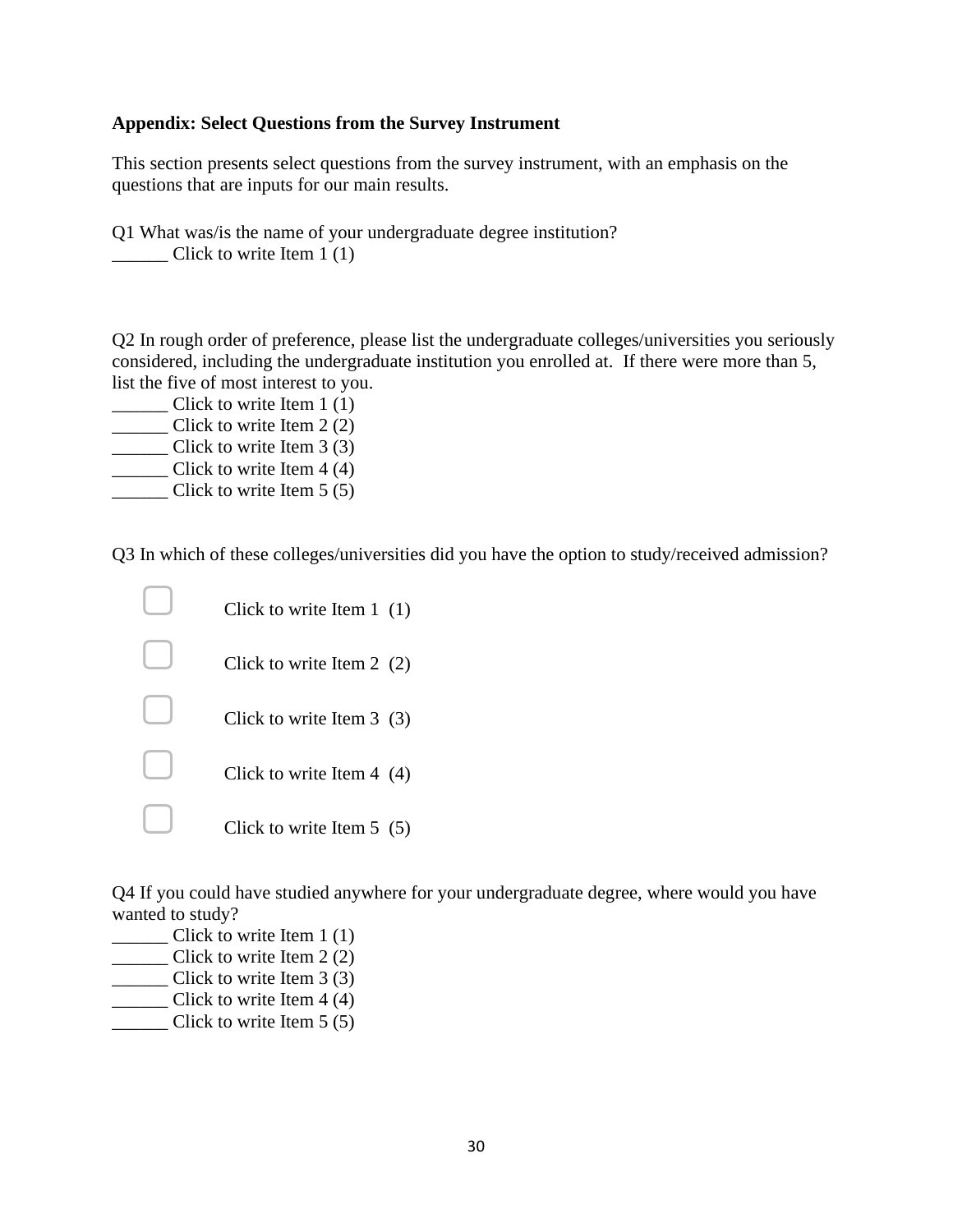**Appendix: Select Questions from the Survey Instrument**

This section presents select questions from the survey instrument, with an emphasis on the questions that are inputs for our main results.

Q1 What was/is the name of your undergraduate degree institution?
______ Click to write Item 1 (1)

Q2 In rough order of preference, please list the undergraduate colleges/universities you seriously considered, including the undergraduate institution you enrolled at. If there were more than 5, list the five of most interest to you.
______ Click to write Item 1 (1)
______ Click to write Item 2 (2)
______ Click to write Item 3 (3)
______ Click to write Item 4 (4)
______ Click to write Item 5 (5)

Q3 In which of these colleges/universities did you have the option to study/received admission?

- [ ] Click to write Item 1 (1)
- [ ] Click to write Item 2 (2)
- [ ] Click to write Item 3 (3)
- [ ] Click to write Item 4 (4)
- [ ] Click to write Item 5 (5)

Q4 If you could have studied anywhere for your undergraduate degree, where would you have wanted to study?
______ Click to write Item 1 (1)
______ Click to write Item 2 (2)
______ Click to write Item 3 (3)
______ Click to write Item 4 (4)
______ Click to write Item 5 (5)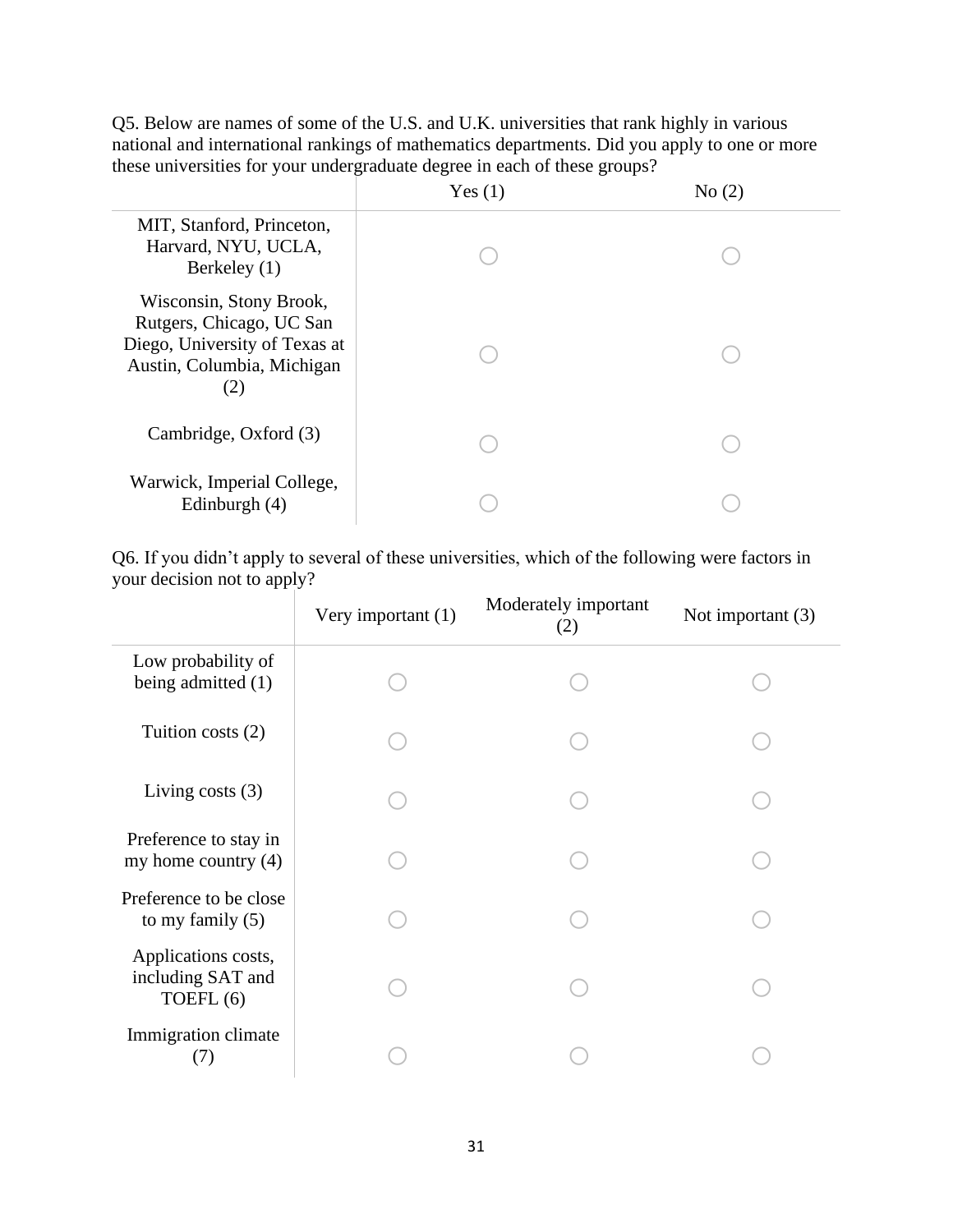Q5. Below are names of some of the U.S. and U.K. universities that rank highly in various national and international rankings of mathematics departments. Did you apply to one or more these universities for your undergraduate degree in each of these groups?

| | Yes (1) | No (2) |
|---|---|---|
| MIT, Stanford, Princeton, Harvard, NYU, UCLA, Berkeley (1) | ○ | ○ |
| Wisconsin, Stony Brook, Rutgers, Chicago, UC San Diego, University of Texas at Austin, Columbia, Michigan (2) | ○ | ○ |
| Cambridge, Oxford (3) | ○ | ○ |
| Warwick, Imperial College, Edinburgh (4) | ○ | ○ |

Q6. If you didn't apply to several of these universities, which of the following were factors in your decision not to apply?

| | Very important (1) | Moderately important (2) | Not important (3) |
|---|---|---|---|
| Low probability of being admitted (1) | ○ | ○ | ○ |
| Tuition costs (2) | ○ | ○ | ○ |
| Living costs (3) | ○ | ○ | ○ |
| Preference to stay in my home country (4) | ○ | ○ | ○ |
| Preference to be close to my family (5) | ○ | ○ | ○ |
| Applications costs, including SAT and TOEFL (6) | ○ | ○ | ○ |
| Immigration climate (7) | ○ | ○ | ○ |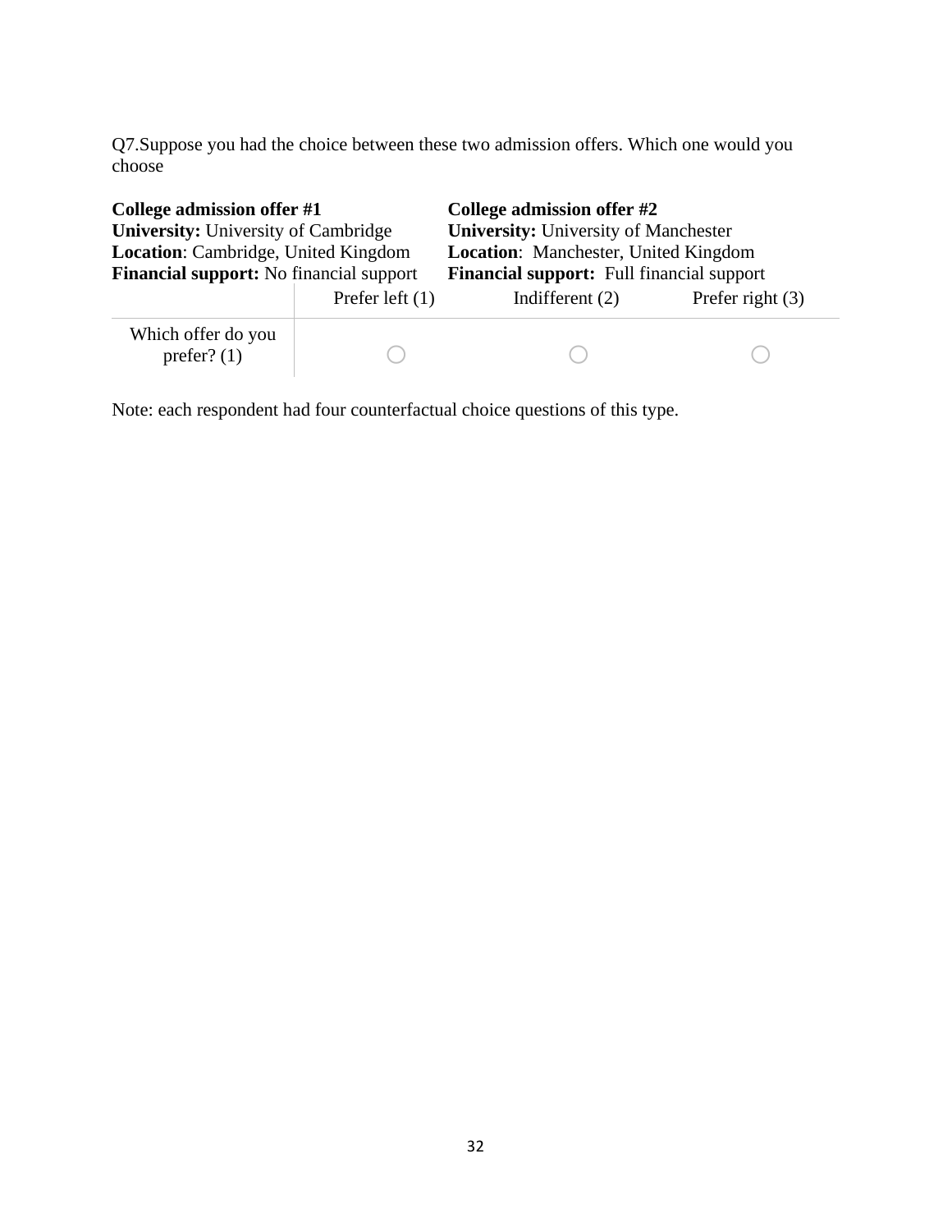Q7.Suppose you had the choice between these two admission offers. Which one would you choose

**College admission offer #1**
**University:** University of Cambridge
**Location**: Cambridge, United Kingdom
**Financial support:** No financial support

**College admission offer #2**
**University:** University of Manchester
**Location**: Manchester, United Kingdom
**Financial support:** Full financial support

| | Prefer left (1) | Indifferent (2) | Prefer right (3) |
|---|---|---|---|
| Which offer do you prefer? (1) | ○ | ○ | ○ |

Note: each respondent had four counterfactual choice questions of this type.